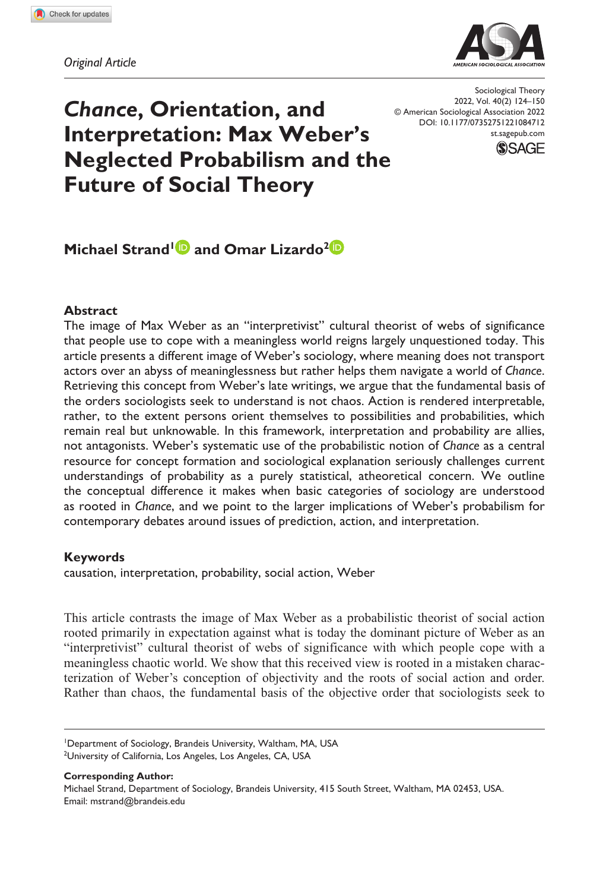Original Article

# *Chance*, Orientation, and Interpretation: Max Weber's Neglected Probabilism and the Future of Social Theory

Sociological Theory
2022, Vol. 40(2) 124–150
© American Sociological Association 2022
DOI: 10.1177/07352751221084712
st.sagepub.com

**Michael Strand[1] and Omar Lizardo[2]**

## Abstract

The image of Max Weber as an "interpretivist" cultural theorist of webs of significance that people use to cope with a meaningless world reigns largely unquestioned today. This article presents a different image of Weber's sociology, where meaning does not transport actors over an abyss of meaninglessness but rather helps them navigate a world of *Chance*. Retrieving this concept from Weber's late writings, we argue that the fundamental basis of the orders sociologists seek to understand is not chaos. Action is rendered interpretable, rather, to the extent persons orient themselves to possibilities and probabilities, which remain real but unknowable. In this framework, interpretation and probability are allies, not antagonists. Weber's systematic use of the probabilistic notion of *Chance* as a central resource for concept formation and sociological explanation seriously challenges current understandings of probability as a purely statistical, atheoretical concern. We outline the conceptual difference it makes when basic categories of sociology are understood as rooted in *Chance*, and we point to the larger implications of Weber's probabilism for contemporary debates around issues of prediction, action, and interpretation.

## Keywords

causation, interpretation, probability, social action, Weber

This article contrasts the image of Max Weber as a probabilistic theorist of social action rooted primarily in expectation against what is today the dominant picture of Weber as an "interpretivist" cultural theorist of webs of significance with which people cope with a meaningless chaotic world. We show that this received view is rooted in a mistaken characterization of Weber's conception of objectivity and the roots of social action and order. Rather than chaos, the fundamental basis of the objective order that sociologists seek to

[1]Department of Sociology, Brandeis University, Waltham, MA, USA
[2]University of California, Los Angeles, Los Angeles, CA, USA

**Corresponding Author:**
Michael Strand, Department of Sociology, Brandeis University, 415 South Street, Waltham, MA 02453, USA.
Email: mstrand@brandeis.edu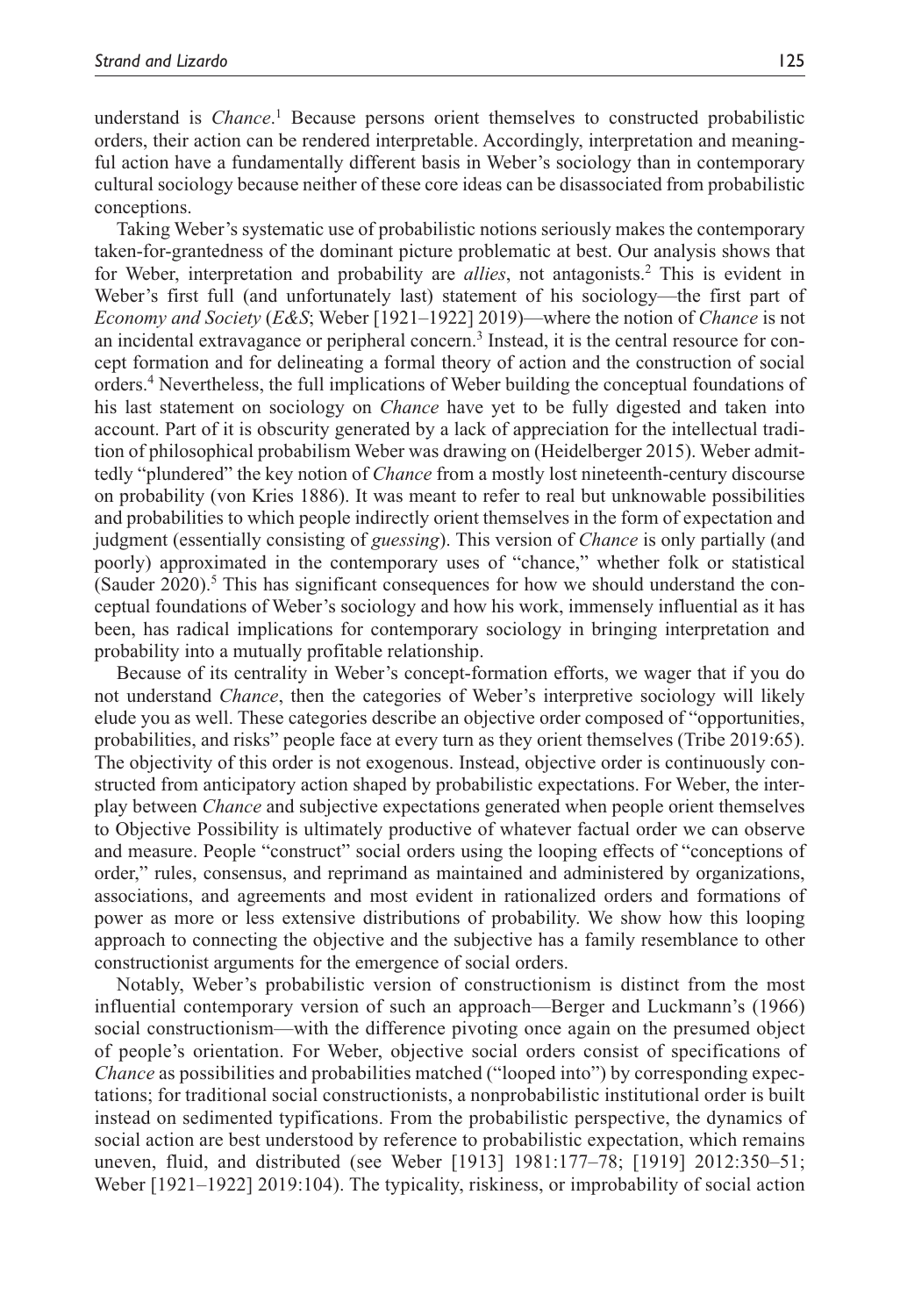understand is *Chance*.[1] Because persons orient themselves to constructed probabilistic orders, their action can be rendered interpretable. Accordingly, interpretation and meaningful action have a fundamentally different basis in Weber's sociology than in contemporary cultural sociology because neither of these core ideas can be disassociated from probabilistic conceptions.

Taking Weber's systematic use of probabilistic notions seriously makes the contemporary taken-for-grantedness of the dominant picture problematic at best. Our analysis shows that for Weber, interpretation and probability are *allies*, not antagonists.[2] This is evident in Weber's first full (and unfortunately last) statement of his sociology—the first part of *Economy and Society* (*E&S*; Weber [1921–1922] 2019)—where the notion of *Chance* is not an incidental extravagance or peripheral concern.[3] Instead, it is the central resource for concept formation and for delineating a formal theory of action and the construction of social orders.[4] Nevertheless, the full implications of Weber building the conceptual foundations of his last statement on sociology on *Chance* have yet to be fully digested and taken into account. Part of it is obscurity generated by a lack of appreciation for the intellectual tradition of philosophical probabilism Weber was drawing on (Heidelberger 2015). Weber admittedly "plundered" the key notion of *Chance* from a mostly lost nineteenth-century discourse on probability (von Kries 1886). It was meant to refer to real but unknowable possibilities and probabilities to which people indirectly orient themselves in the form of expectation and judgment (essentially consisting of *guessing*). This version of *Chance* is only partially (and poorly) approximated in the contemporary uses of "chance," whether folk or statistical (Sauder 2020).[5] This has significant consequences for how we should understand the conceptual foundations of Weber's sociology and how his work, immensely influential as it has been, has radical implications for contemporary sociology in bringing interpretation and probability into a mutually profitable relationship.

Because of its centrality in Weber's concept-formation efforts, we wager that if you do not understand *Chance*, then the categories of Weber's interpretive sociology will likely elude you as well. These categories describe an objective order composed of "opportunities, probabilities, and risks" people face at every turn as they orient themselves (Tribe 2019:65). The objectivity of this order is not exogenous. Instead, objective order is continuously constructed from anticipatory action shaped by probabilistic expectations. For Weber, the interplay between *Chance* and subjective expectations generated when people orient themselves to Objective Possibility is ultimately productive of whatever factual order we can observe and measure. People "construct" social orders using the looping effects of "conceptions of order," rules, consensus, and reprimand as maintained and administered by organizations, associations, and agreements and most evident in rationalized orders and formations of power as more or less extensive distributions of probability. We show how this looping approach to connecting the objective and the subjective has a family resemblance to other constructionist arguments for the emergence of social orders.

Notably, Weber's probabilistic version of constructionism is distinct from the most influential contemporary version of such an approach—Berger and Luckmann's (1966) social constructionism—with the difference pivoting once again on the presumed object of people's orientation. For Weber, objective social orders consist of specifications of *Chance* as possibilities and probabilities matched ("looped into") by corresponding expectations; for traditional social constructionists, a nonprobabilistic institutional order is built instead on sedimented typifications. From the probabilistic perspective, the dynamics of social action are best understood by reference to probabilistic expectation, which remains uneven, fluid, and distributed (see Weber [1913] 1981:177–78; [1919] 2012:350–51; Weber [1921–1922] 2019:104). The typicality, riskiness, or improbability of social action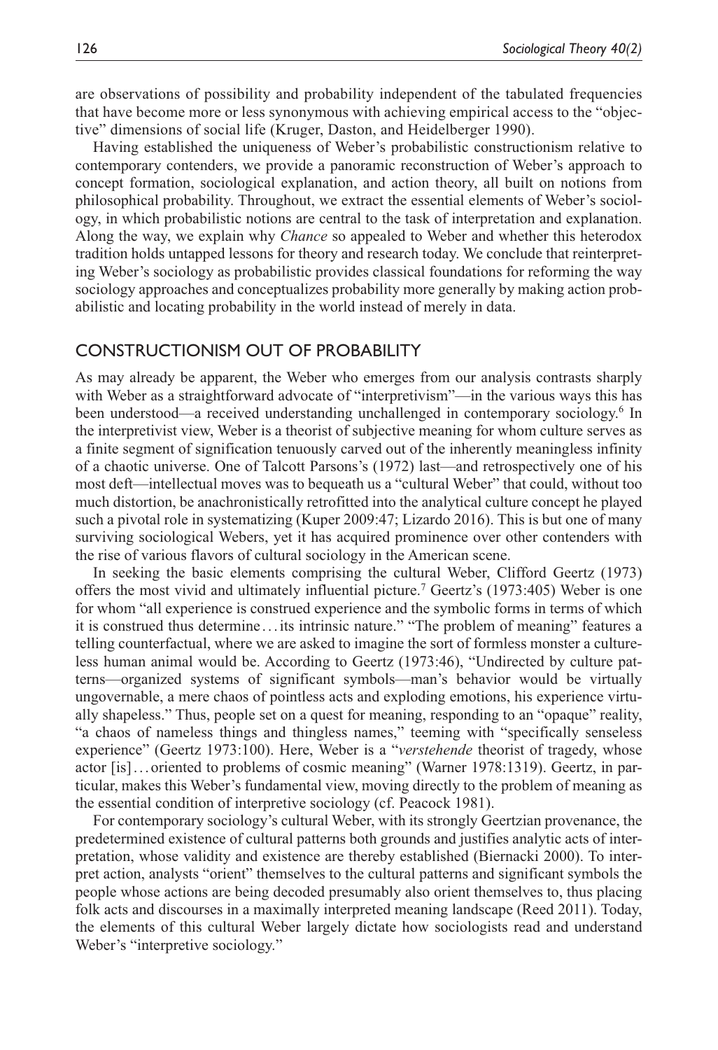are observations of possibility and probability independent of the tabulated frequencies that have become more or less synonymous with achieving empirical access to the "objective" dimensions of social life (Kruger, Daston, and Heidelberger 1990).

Having established the uniqueness of Weber's probabilistic constructionism relative to contemporary contenders, we provide a panoramic reconstruction of Weber's approach to concept formation, sociological explanation, and action theory, all built on notions from philosophical probability. Throughout, we extract the essential elements of Weber's sociology, in which probabilistic notions are central to the task of interpretation and explanation. Along the way, we explain why *Chance* so appealed to Weber and whether this heterodox tradition holds untapped lessons for theory and research today. We conclude that reinterpreting Weber's sociology as probabilistic provides classical foundations for reforming the way sociology approaches and conceptualizes probability more generally by making action probabilistic and locating probability in the world instead of merely in data.

## Constructionism Out of Probability

As may already be apparent, the Weber who emerges from our analysis contrasts sharply with Weber as a straightforward advocate of "interpretivism"—in the various ways this has been understood—a received understanding unchallenged in contemporary sociology.[6] In the interpretivist view, Weber is a theorist of subjective meaning for whom culture serves as a finite segment of signification tenuously carved out of the inherently meaningless infinity of a chaotic universe. One of Talcott Parsons's (1972) last—and retrospectively one of his most deft—intellectual moves was to bequeath us a "cultural Weber" that could, without too much distortion, be anachronistically retrofitted into the analytical culture concept he played such a pivotal role in systematizing (Kuper 2009:47; Lizardo 2016). This is but one of many surviving sociological Webers, yet it has acquired prominence over other contenders with the rise of various flavors of cultural sociology in the American scene.

In seeking the basic elements comprising the cultural Weber, Clifford Geertz (1973) offers the most vivid and ultimately influential picture.[7] Geertz's (1973:405) Weber is one for whom "all experience is construed experience and the symbolic forms in terms of which it is construed thus determine . . . its intrinsic nature." "The problem of meaning" features a telling counterfactual, where we are asked to imagine the sort of formless monster a cultureless human animal would be. According to Geertz (1973:46), "Undirected by culture patterns—organized systems of significant symbols—man's behavior would be virtually ungovernable, a mere chaos of pointless acts and exploding emotions, his experience virtually shapeless." Thus, people set on a quest for meaning, responding to an "opaque" reality, "a chaos of nameless things and thingless names," teeming with "specifically senseless experience" (Geertz 1973:100). Here, Weber is a "*verstehende* theorist of tragedy, whose actor [is] . . . oriented to problems of cosmic meaning" (Warner 1978:1319). Geertz, in particular, makes this Weber's fundamental view, moving directly to the problem of meaning as the essential condition of interpretive sociology (cf. Peacock 1981).

For contemporary sociology's cultural Weber, with its strongly Geertzian provenance, the predetermined existence of cultural patterns both grounds and justifies analytic acts of interpretation, whose validity and existence are thereby established (Biernacki 2000). To interpret action, analysts "orient" themselves to the cultural patterns and significant symbols the people whose actions are being decoded presumably also orient themselves to, thus placing folk acts and discourses in a maximally interpreted meaning landscape (Reed 2011). Today, the elements of this cultural Weber largely dictate how sociologists read and understand Weber's "interpretive sociology."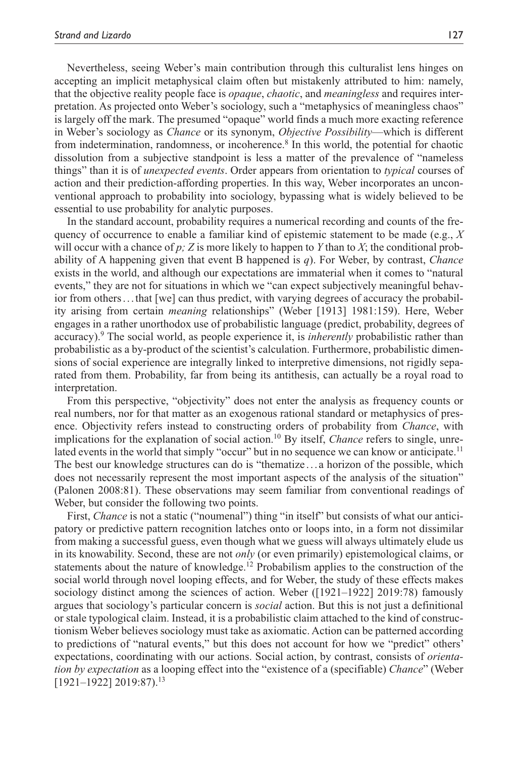Nevertheless, seeing Weber's main contribution through this culturalist lens hinges on accepting an implicit metaphysical claim often but mistakenly attributed to him: namely, that the objective reality people face is *opaque*, *chaotic*, and *meaningless* and requires interpretation. As projected onto Weber's sociology, such a "metaphysics of meaningless chaos" is largely off the mark. The presumed "opaque" world finds a much more exacting reference in Weber's sociology as *Chance* or its synonym, *Objective Possibility*—which is different from indetermination, randomness, or incoherence.[8] In this world, the potential for chaotic dissolution from a subjective standpoint is less a matter of the prevalence of "nameless things" than it is of *unexpected events*. Order appears from orientation to *typical* courses of action and their prediction-affording properties. In this way, Weber incorporates an unconventional approach to probability into sociology, bypassing what is widely believed to be essential to use probability for analytic purposes.

In the standard account, probability requires a numerical recording and counts of the frequency of occurrence to enable a familiar kind of epistemic statement to be made (e.g., *X* will occur with a chance of *p; Z* is more likely to happen to *Y* than to *X*; the conditional probability of A happening given that event B happened is *q*). For Weber, by contrast, *Chance* exists in the world, and although our expectations are immaterial when it comes to "natural events," they are not for situations in which we "can expect subjectively meaningful behavior from others . . . that [we] can thus predict, with varying degrees of accuracy the probability arising from certain *meaning* relationships" (Weber [1913] 1981:159). Here, Weber engages in a rather unorthodox use of probabilistic language (predict, probability, degrees of accuracy).[9] The social world, as people experience it, is *inherently* probabilistic rather than probabilistic as a by-product of the scientist's calculation. Furthermore, probabilistic dimensions of social experience are integrally linked to interpretive dimensions, not rigidly separated from them. Probability, far from being its antithesis, can actually be a royal road to interpretation.

From this perspective, "objectivity" does not enter the analysis as frequency counts or real numbers, nor for that matter as an exogenous rational standard or metaphysics of presence. Objectivity refers instead to constructing orders of probability from *Chance*, with implications for the explanation of social action.[10] By itself, *Chance* refers to single, unrelated events in the world that simply "occur" but in no sequence we can know or anticipate.[11] The best our knowledge structures can do is "thematize . . . a horizon of the possible, which does not necessarily represent the most important aspects of the analysis of the situation" (Palonen 2008:81). These observations may seem familiar from conventional readings of Weber, but consider the following two points.

First, *Chance* is not a static ("noumenal") thing "in itself" but consists of what our anticipatory or predictive pattern recognition latches onto or loops into, in a form not dissimilar from making a successful guess, even though what we guess will always ultimately elude us in its knowability. Second, these are not *only* (or even primarily) epistemological claims, or statements about the nature of knowledge.[12] Probabilism applies to the construction of the social world through novel looping effects, and for Weber, the study of these effects makes sociology distinct among the sciences of action. Weber ([1921–1922] 2019:78) famously argues that sociology's particular concern is *social* action. But this is not just a definitional or stale typological claim. Instead, it is a probabilistic claim attached to the kind of constructionism Weber believes sociology must take as axiomatic. Action can be patterned according to predictions of "natural events," but this does not account for how we "predict" others' expectations, coordinating with our actions. Social action, by contrast, consists of *orientation by expectation* as a looping effect into the "existence of a (specifiable) *Chance*" (Weber [1921–1922] 2019:87).[13]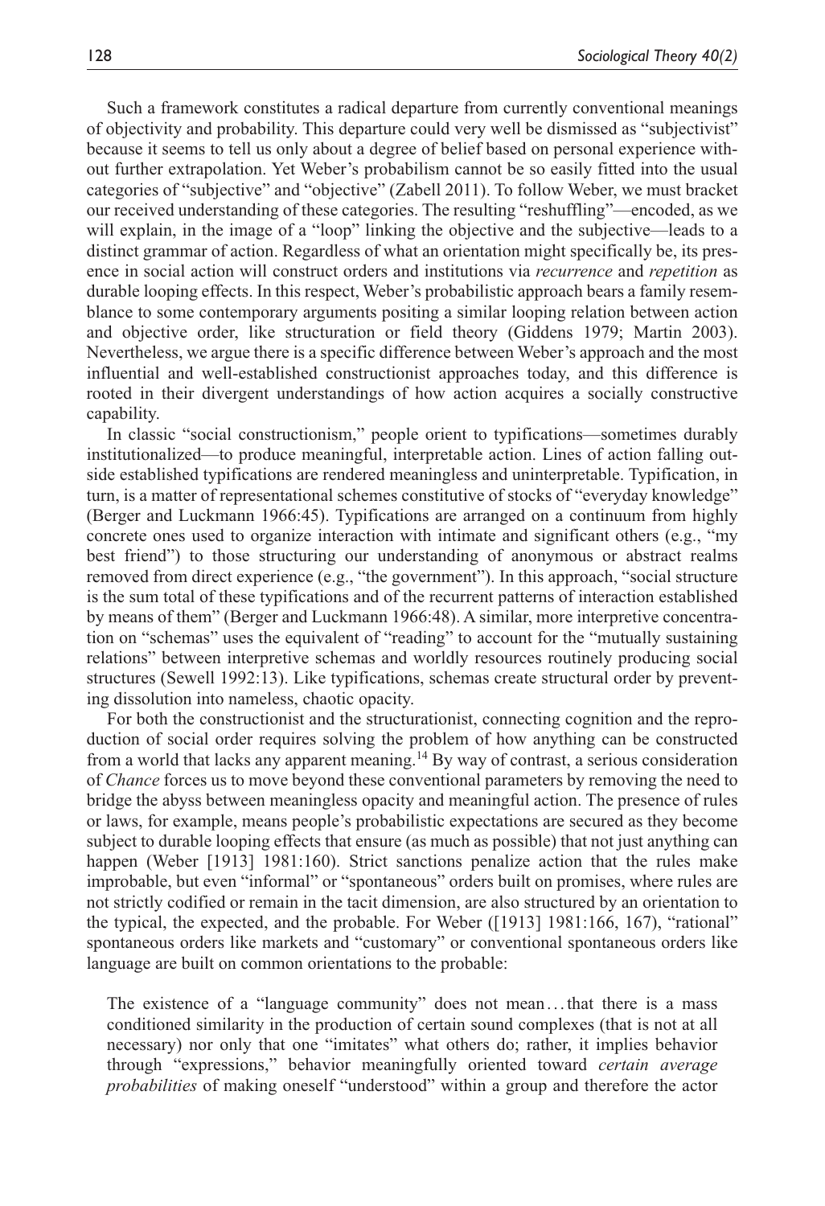Such a framework constitutes a radical departure from currently conventional meanings of objectivity and probability. This departure could very well be dismissed as "subjectivist" because it seems to tell us only about a degree of belief based on personal experience without further extrapolation. Yet Weber's probabilism cannot be so easily fitted into the usual categories of "subjective" and "objective" (Zabell 2011). To follow Weber, we must bracket our received understanding of these categories. The resulting "reshuffling"—encoded, as we will explain, in the image of a "loop" linking the objective and the subjective—leads to a distinct grammar of action. Regardless of what an orientation might specifically be, its presence in social action will construct orders and institutions via *recurrence* and *repetition* as durable looping effects. In this respect, Weber's probabilistic approach bears a family resemblance to some contemporary arguments positing a similar looping relation between action and objective order, like structuration or field theory (Giddens 1979; Martin 2003). Nevertheless, we argue there is a specific difference between Weber's approach and the most influential and well-established constructionist approaches today, and this difference is rooted in their divergent understandings of how action acquires a socially constructive capability.

In classic "social constructionism," people orient to typifications—sometimes durably institutionalized—to produce meaningful, interpretable action. Lines of action falling outside established typifications are rendered meaningless and uninterpretable. Typification, in turn, is a matter of representational schemes constitutive of stocks of "everyday knowledge" (Berger and Luckmann 1966:45). Typifications are arranged on a continuum from highly concrete ones used to organize interaction with intimate and significant others (e.g., "my best friend") to those structuring our understanding of anonymous or abstract realms removed from direct experience (e.g., "the government"). In this approach, "social structure is the sum total of these typifications and of the recurrent patterns of interaction established by means of them" (Berger and Luckmann 1966:48). A similar, more interpretive concentration on "schemas" uses the equivalent of "reading" to account for the "mutually sustaining relations" between interpretive schemas and worldly resources routinely producing social structures (Sewell 1992:13). Like typifications, schemas create structural order by preventing dissolution into nameless, chaotic opacity.

For both the constructionist and the structurationist, connecting cognition and the reproduction of social order requires solving the problem of how anything can be constructed from a world that lacks any apparent meaning.[14] By way of contrast, a serious consideration of *Chance* forces us to move beyond these conventional parameters by removing the need to bridge the abyss between meaningless opacity and meaningful action. The presence of rules or laws, for example, means people's probabilistic expectations are secured as they become subject to durable looping effects that ensure (as much as possible) that not just anything can happen (Weber [1913] 1981:160). Strict sanctions penalize action that the rules make improbable, but even "informal" or "spontaneous" orders built on promises, where rules are not strictly codified or remain in the tacit dimension, are also structured by an orientation to the typical, the expected, and the probable. For Weber ([1913] 1981:166, 167), "rational" spontaneous orders like markets and "customary" or conventional spontaneous orders like language are built on common orientations to the probable:

> The existence of a "language community" does not mean . . . that there is a mass conditioned similarity in the production of certain sound complexes (that is not at all necessary) nor only that one "imitates" what others do; rather, it implies behavior through "expressions," behavior meaningfully oriented toward *certain average probabilities* of making oneself "understood" within a group and therefore the actor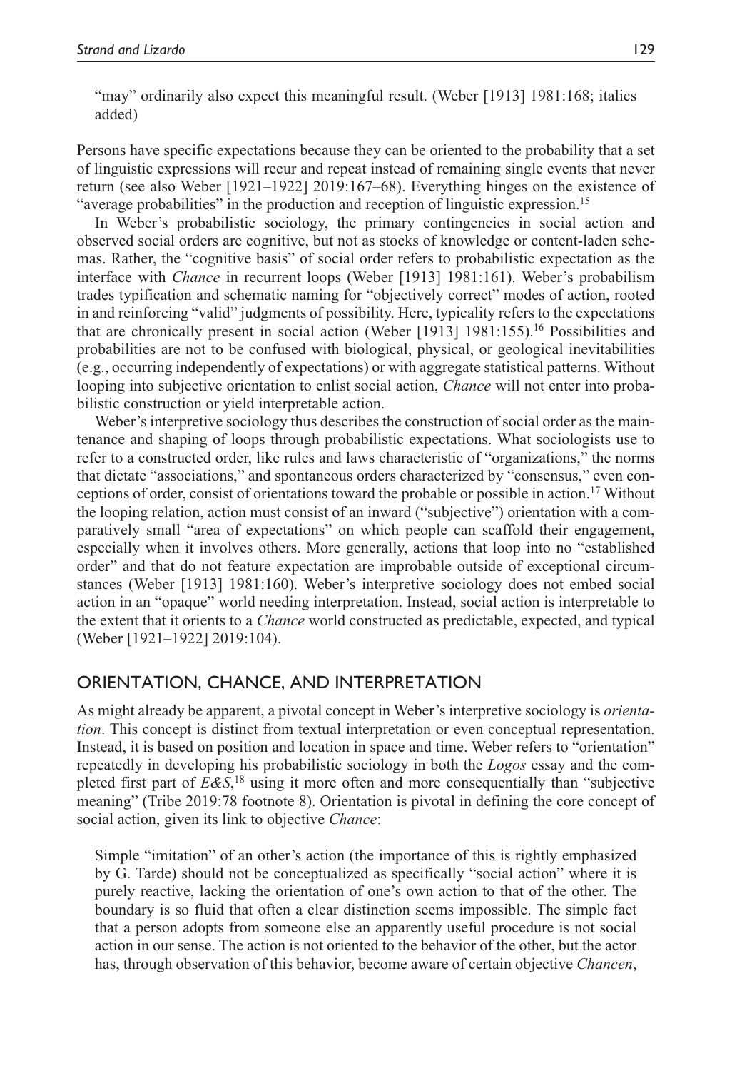"may" ordinarily also expect this meaningful result. (Weber [1913] 1981:168; italics added)

Persons have specific expectations because they can be oriented to the probability that a set of linguistic expressions will recur and repeat instead of remaining single events that never return (see also Weber [1921–1922] 2019:167–68). Everything hinges on the existence of "average probabilities" in the production and reception of linguistic expression.[15]

In Weber's probabilistic sociology, the primary contingencies in social action and observed social orders are cognitive, but not as stocks of knowledge or content-laden schemas. Rather, the "cognitive basis" of social order refers to probabilistic expectation as the interface with *Chance* in recurrent loops (Weber [1913] 1981:161). Weber's probabilism trades typification and schematic naming for "objectively correct" modes of action, rooted in and reinforcing "valid" judgments of possibility. Here, typicality refers to the expectations that are chronically present in social action (Weber [1913] 1981:155).[16] Possibilities and probabilities are not to be confused with biological, physical, or geological inevitabilities (e.g., occurring independently of expectations) or with aggregate statistical patterns. Without looping into subjective orientation to enlist social action, *Chance* will not enter into probabilistic construction or yield interpretable action.

Weber's interpretive sociology thus describes the construction of social order as the maintenance and shaping of loops through probabilistic expectations. What sociologists use to refer to a constructed order, like rules and laws characteristic of "organizations," the norms that dictate "associations," and spontaneous orders characterized by "consensus," even conceptions of order, consist of orientations toward the probable or possible in action.[17] Without the looping relation, action must consist of an inward ("subjective") orientation with a comparatively small "area of expectations" on which people can scaffold their engagement, especially when it involves others. More generally, actions that loop into no "established order" and that do not feature expectation are improbable outside of exceptional circumstances (Weber [1913] 1981:160). Weber's interpretive sociology does not embed social action in an "opaque" world needing interpretation. Instead, social action is interpretable to the extent that it orients to a *Chance* world constructed as predictable, expected, and typical (Weber [1921–1922] 2019:104).

## Orientation, Chance, and Interpretation

As might already be apparent, a pivotal concept in Weber's interpretive sociology is *orientation*. This concept is distinct from textual interpretation or even conceptual representation. Instead, it is based on position and location in space and time. Weber refers to "orientation" repeatedly in developing his probabilistic sociology in both the *Logos* essay and the completed first part of *E&S*,[18] using it more often and more consequentially than "subjective meaning" (Tribe 2019:78 footnote 8). Orientation is pivotal in defining the core concept of social action, given its link to objective *Chance*:

> Simple "imitation" of an other's action (the importance of this is rightly emphasized by G. Tarde) should not be conceptualized as specifically "social action" where it is purely reactive, lacking the orientation of one's own action to that of the other. The boundary is so fluid that often a clear distinction seems impossible. The simple fact that a person adopts from someone else an apparently useful procedure is not social action in our sense. The action is not oriented to the behavior of the other, but the actor has, through observation of this behavior, become aware of certain objective *Chancen*,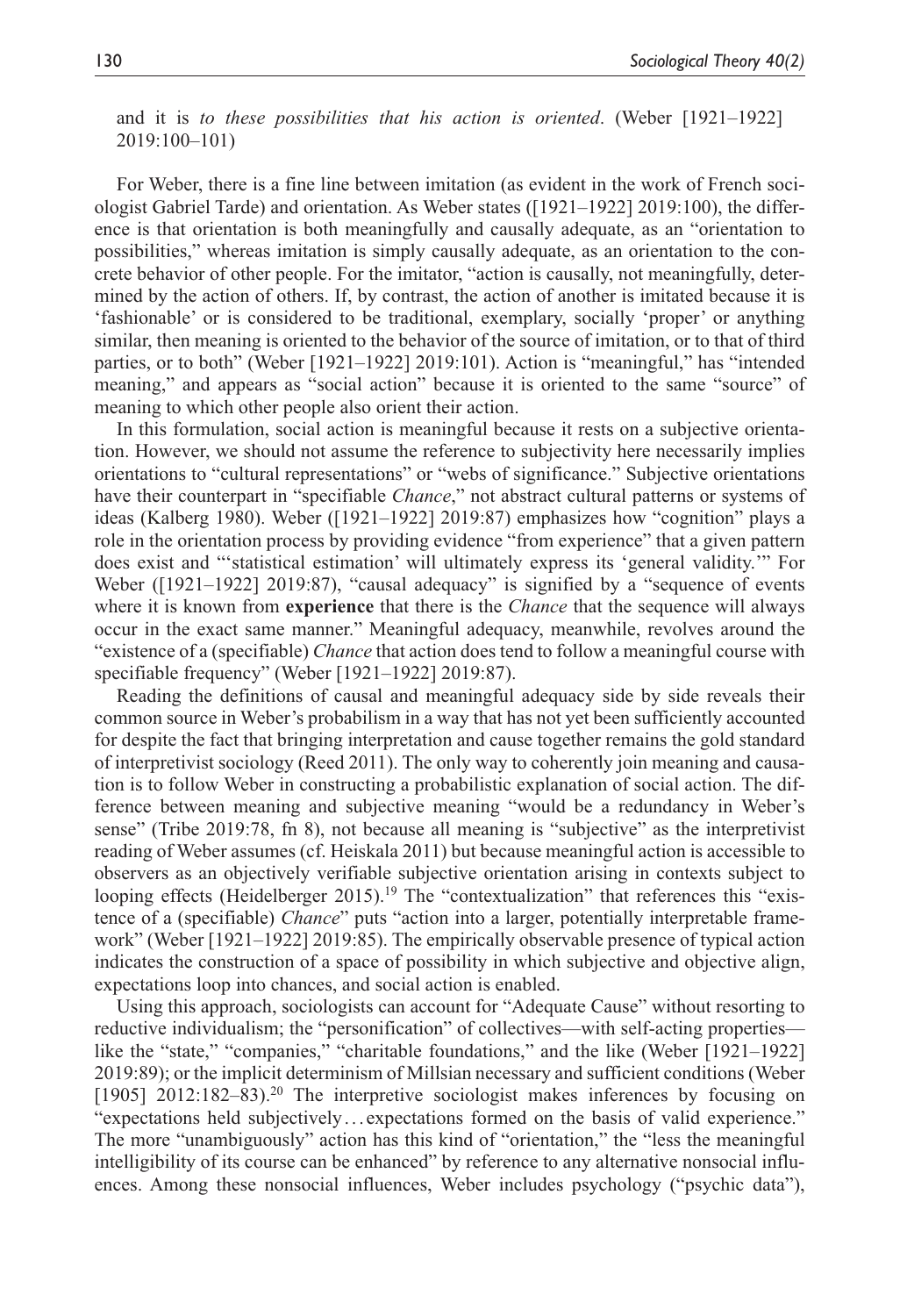and it is *to these possibilities that his action is oriented*. (Weber [1921–1922] 2019:100–101)

For Weber, there is a fine line between imitation (as evident in the work of French sociologist Gabriel Tarde) and orientation. As Weber states ([1921–1922] 2019:100), the difference is that orientation is both meaningfully and causally adequate, as an "orientation to possibilities," whereas imitation is simply causally adequate, as an orientation to the concrete behavior of other people. For the imitator, "action is causally, not meaningfully, determined by the action of others. If, by contrast, the action of another is imitated because it is 'fashionable' or is considered to be traditional, exemplary, socially 'proper' or anything similar, then meaning is oriented to the behavior of the source of imitation, or to that of third parties, or to both" (Weber [1921–1922] 2019:101). Action is "meaningful," has "intended meaning," and appears as "social action" because it is oriented to the same "source" of meaning to which other people also orient their action.

In this formulation, social action is meaningful because it rests on a subjective orientation. However, we should not assume the reference to subjectivity here necessarily implies orientations to "cultural representations" or "webs of significance." Subjective orientations have their counterpart in "specifiable *Chance*," not abstract cultural patterns or systems of ideas (Kalberg 1980). Weber ([1921–1922] 2019:87) emphasizes how "cognition" plays a role in the orientation process by providing evidence "from experience" that a given pattern does exist and "'statistical estimation' will ultimately express its 'general validity.'" For Weber ([1921–1922] 2019:87), "causal adequacy" is signified by a "sequence of events where it is known from **experience** that there is the *Chance* that the sequence will always occur in the exact same manner." Meaningful adequacy, meanwhile, revolves around the "existence of a (specifiable) *Chance* that action does tend to follow a meaningful course with specifiable frequency" (Weber [1921–1922] 2019:87).

Reading the definitions of causal and meaningful adequacy side by side reveals their common source in Weber's probabilism in a way that has not yet been sufficiently accounted for despite the fact that bringing interpretation and cause together remains the gold standard of interpretivist sociology (Reed 2011). The only way to coherently join meaning and causation is to follow Weber in constructing a probabilistic explanation of social action. The difference between meaning and subjective meaning "would be a redundancy in Weber's sense" (Tribe 2019:78, fn 8), not because all meaning is "subjective" as the interpretivist reading of Weber assumes (cf. Heiskala 2011) but because meaningful action is accessible to observers as an objectively verifiable subjective orientation arising in contexts subject to looping effects (Heidelberger 2015).[19] The "contextualization" that references this "existence of a (specifiable) *Chance*" puts "action into a larger, potentially interpretable framework" (Weber [1921–1922] 2019:85). The empirically observable presence of typical action indicates the construction of a space of possibility in which subjective and objective align, expectations loop into chances, and social action is enabled.

Using this approach, sociologists can account for "Adequate Cause" without resorting to reductive individualism; the "personification" of collectives—with self-acting properties—like the "state," "companies," "charitable foundations," and the like (Weber [1921–1922] 2019:89); or the implicit determinism of Millsian necessary and sufficient conditions (Weber [1905] 2012:182–83).[20] The interpretive sociologist makes inferences by focusing on "expectations held subjectively . . . expectations formed on the basis of valid experience." The more "unambiguously" action has this kind of "orientation," the "less the meaningful intelligibility of its course can be enhanced" by reference to any alternative nonsocial influences. Among these nonsocial influences, Weber includes psychology ("psychic data"),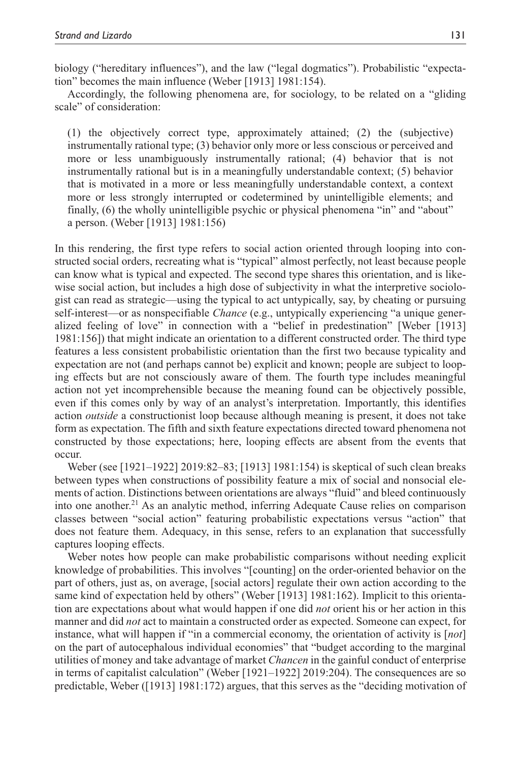biology ("hereditary influences"), and the law ("legal dogmatics"). Probabilistic "expectation" becomes the main influence (Weber [1913] 1981:154).

Accordingly, the following phenomena are, for sociology, to be related on a "gliding scale" of consideration:

> (1) the objectively correct type, approximately attained; (2) the (subjective) instrumentally rational type; (3) behavior only more or less conscious or perceived and more or less unambiguously instrumentally rational; (4) behavior that is not instrumentally rational but is in a meaningfully understandable context; (5) behavior that is motivated in a more or less meaningfully understandable context, a context more or less strongly interrupted or codetermined by unintelligible elements; and finally, (6) the wholly unintelligible psychic or physical phenomena "in" and "about" a person. (Weber [1913] 1981:156)

In this rendering, the first type refers to social action oriented through looping into constructed social orders, recreating what is "typical" almost perfectly, not least because people can know what is typical and expected. The second type shares this orientation, and is likewise social action, but includes a high dose of subjectivity in what the interpretive sociologist can read as strategic—using the typical to act untypically, say, by cheating or pursuing self-interest—or as nonspecifiable *Chance* (e.g., untypically experiencing "a unique generalized feeling of love" in connection with a "belief in predestination" [Weber [1913] 1981:156]) that might indicate an orientation to a different constructed order. The third type features a less consistent probabilistic orientation than the first two because typicality and expectation are not (and perhaps cannot be) explicit and known; people are subject to looping effects but are not consciously aware of them. The fourth type includes meaningful action not yet incomprehensible because the meaning found can be objectively possible, even if this comes only by way of an analyst's interpretation. Importantly, this identifies action *outside* a constructionist loop because although meaning is present, it does not take form as expectation. The fifth and sixth feature expectations directed toward phenomena not constructed by those expectations; here, looping effects are absent from the events that occur.

Weber (see [1921–1922] 2019:82–83; [1913] 1981:154) is skeptical of such clean breaks between types when constructions of possibility feature a mix of social and nonsocial elements of action. Distinctions between orientations are always "fluid" and bleed continuously into one another.[21] As an analytic method, inferring Adequate Cause relies on comparison classes between "social action" featuring probabilistic expectations versus "action" that does not feature them. Adequacy, in this sense, refers to an explanation that successfully captures looping effects.

Weber notes how people can make probabilistic comparisons without needing explicit knowledge of probabilities. This involves "[counting] on the order-oriented behavior on the part of others, just as, on average, [social actors] regulate their own action according to the same kind of expectation held by others" (Weber [1913] 1981:162). Implicit to this orientation are expectations about what would happen if one did *not* orient his or her action in this manner and did *not* act to maintain a constructed order as expected. Someone can expect, for instance, what will happen if "in a commercial economy, the orientation of activity is [*not*] on the part of autocephalous individual economies" that "budget according to the marginal utilities of money and take advantage of market *Chancen* in the gainful conduct of enterprise in terms of capitalist calculation" (Weber [1921–1922] 2019:204). The consequences are so predictable, Weber ([1913] 1981:172) argues, that this serves as the "deciding motivation of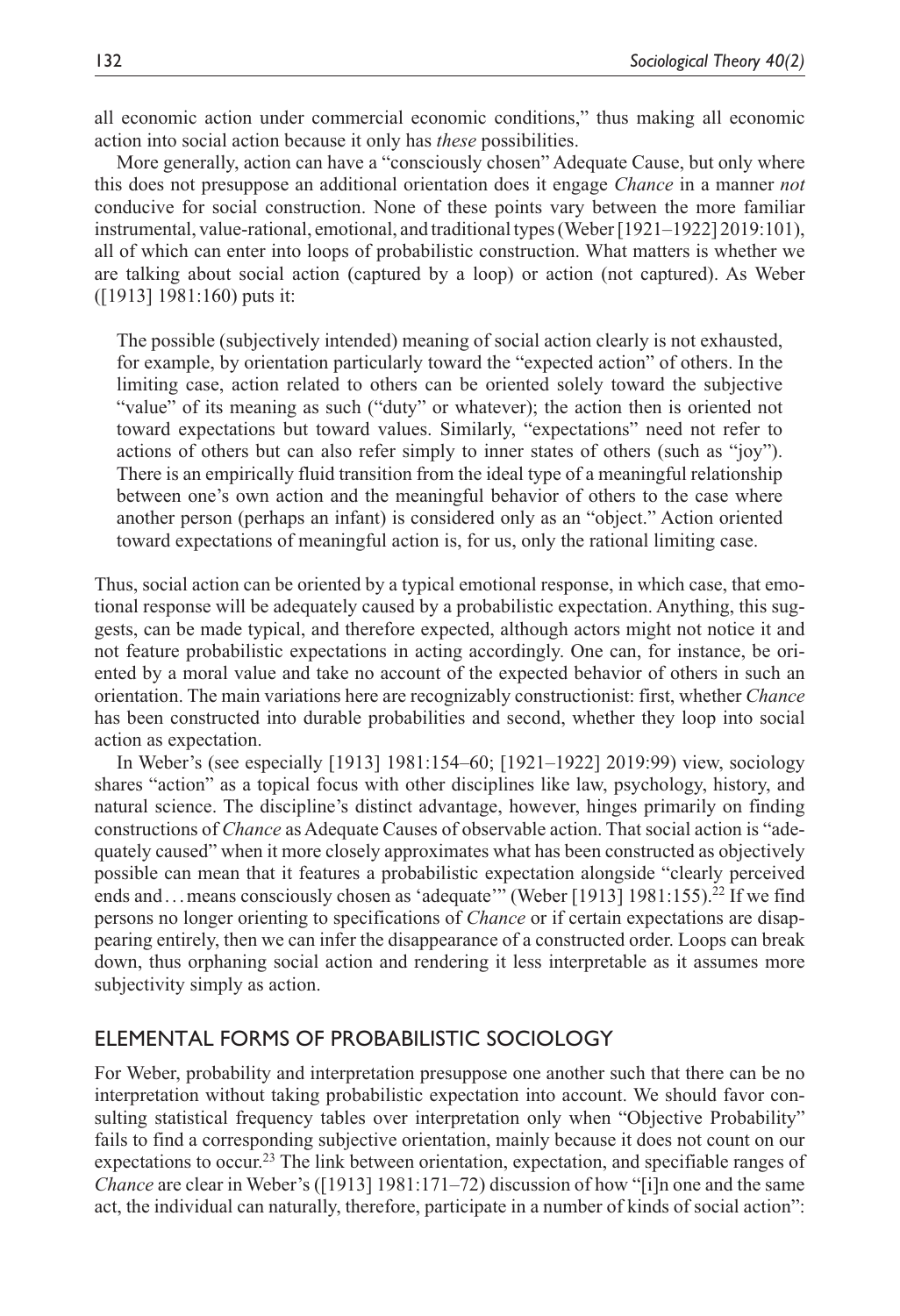all economic action under commercial economic conditions," thus making all economic action into social action because it only has *these* possibilities.

More generally, action can have a "consciously chosen" Adequate Cause, but only where this does not presuppose an additional orientation does it engage *Chance* in a manner *not* conducive for social construction. None of these points vary between the more familiar instrumental, value-rational, emotional, and traditional types (Weber [1921–1922] 2019:101), all of which can enter into loops of probabilistic construction. What matters is whether we are talking about social action (captured by a loop) or action (not captured). As Weber ([1913] 1981:160) puts it:

> The possible (subjectively intended) meaning of social action clearly is not exhausted, for example, by orientation particularly toward the "expected action" of others. In the limiting case, action related to others can be oriented solely toward the subjective "value" of its meaning as such ("duty" or whatever); the action then is oriented not toward expectations but toward values. Similarly, "expectations" need not refer to actions of others but can also refer simply to inner states of others (such as "joy"). There is an empirically fluid transition from the ideal type of a meaningful relationship between one's own action and the meaningful behavior of others to the case where another person (perhaps an infant) is considered only as an "object." Action oriented toward expectations of meaningful action is, for us, only the rational limiting case.

Thus, social action can be oriented by a typical emotional response, in which case, that emotional response will be adequately caused by a probabilistic expectation. Anything, this suggests, can be made typical, and therefore expected, although actors might not notice it and not feature probabilistic expectations in acting accordingly. One can, for instance, be oriented by a moral value and take no account of the expected behavior of others in such an orientation. The main variations here are recognizably constructionist: first, whether *Chance* has been constructed into durable probabilities and second, whether they loop into social action as expectation.

In Weber's (see especially [1913] 1981:154–60; [1921–1922] 2019:99) view, sociology shares "action" as a topical focus with other disciplines like law, psychology, history, and natural science. The discipline's distinct advantage, however, hinges primarily on finding constructions of *Chance* as Adequate Causes of observable action. That social action is "adequately caused" when it more closely approximates what has been constructed as objectively possible can mean that it features a probabilistic expectation alongside "clearly perceived ends and . . . means consciously chosen as 'adequate'" (Weber [1913] 1981:155).[22] If we find persons no longer orienting to specifications of *Chance* or if certain expectations are disappearing entirely, then we can infer the disappearance of a constructed order. Loops can break down, thus orphaning social action and rendering it less interpretable as it assumes more subjectivity simply as action.

## ELEMENTAL FORMS OF PROBABILISTIC SOCIOLOGY

For Weber, probability and interpretation presuppose one another such that there can be no interpretation without taking probabilistic expectation into account. We should favor consulting statistical frequency tables over interpretation only when "Objective Probability" fails to find a corresponding subjective orientation, mainly because it does not count on our expectations to occur.[23] The link between orientation, expectation, and specifiable ranges of *Chance* are clear in Weber's ([1913] 1981:171–72) discussion of how "[i]n one and the same act, the individual can naturally, therefore, participate in a number of kinds of social action":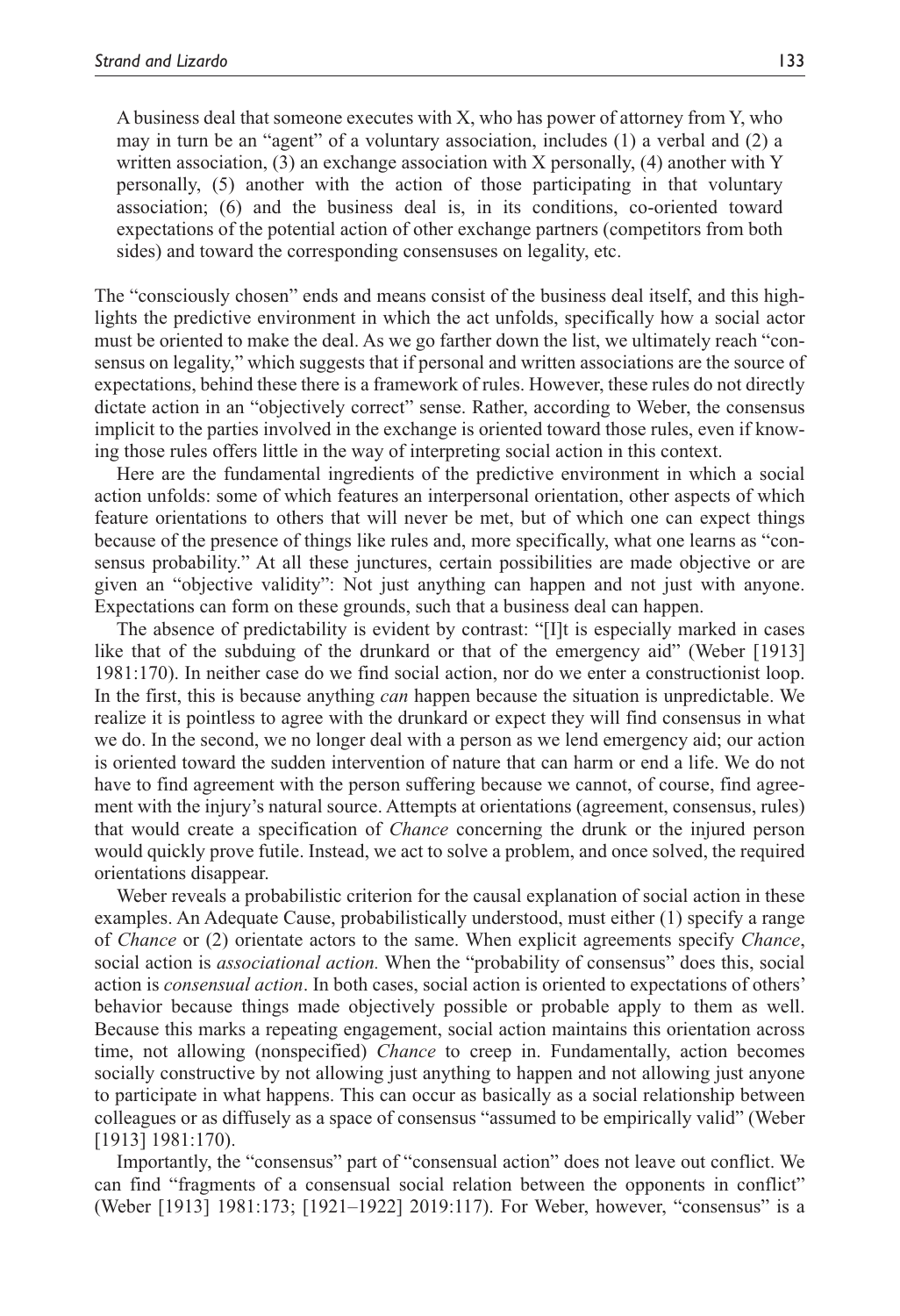> A business deal that someone executes with X, who has power of attorney from Y, who may in turn be an "agent" of a voluntary association, includes (1) a verbal and (2) a written association, (3) an exchange association with X personally, (4) another with Y personally, (5) another with the action of those participating in that voluntary association; (6) and the business deal is, in its conditions, co-oriented toward expectations of the potential action of other exchange partners (competitors from both sides) and toward the corresponding consensuses on legality, etc.

The "consciously chosen" ends and means consist of the business deal itself, and this highlights the predictive environment in which the act unfolds, specifically how a social actor must be oriented to make the deal. As we go farther down the list, we ultimately reach "consensus on legality," which suggests that if personal and written associations are the source of expectations, behind these there is a framework of rules. However, these rules do not directly dictate action in an "objectively correct" sense. Rather, according to Weber, the consensus implicit to the parties involved in the exchange is oriented toward those rules, even if knowing those rules offers little in the way of interpreting social action in this context.

Here are the fundamental ingredients of the predictive environment in which a social action unfolds: some of which features an interpersonal orientation, other aspects of which feature orientations to others that will never be met, but of which one can expect things because of the presence of things like rules and, more specifically, what one learns as "consensus probability." At all these junctures, certain possibilities are made objective or are given an "objective validity": Not just anything can happen and not just with anyone. Expectations can form on these grounds, such that a business deal can happen.

The absence of predictability is evident by contrast: "[I]t is especially marked in cases like that of the subduing of the drunkard or that of the emergency aid" (Weber [1913] 1981:170). In neither case do we find social action, nor do we enter a constructionist loop. In the first, this is because anything *can* happen because the situation is unpredictable. We realize it is pointless to agree with the drunkard or expect they will find consensus in what we do. In the second, we no longer deal with a person as we lend emergency aid; our action is oriented toward the sudden intervention of nature that can harm or end a life. We do not have to find agreement with the person suffering because we cannot, of course, find agreement with the injury's natural source. Attempts at orientations (agreement, consensus, rules) that would create a specification of *Chance* concerning the drunk or the injured person would quickly prove futile. Instead, we act to solve a problem, and once solved, the required orientations disappear.

Weber reveals a probabilistic criterion for the causal explanation of social action in these examples. An Adequate Cause, probabilistically understood, must either (1) specify a range of *Chance* or (2) orientate actors to the same. When explicit agreements specify *Chance*, social action is *associational action.* When the "probability of consensus" does this, social action is *consensual action*. In both cases, social action is oriented to expectations of others' behavior because things made objectively possible or probable apply to them as well. Because this marks a repeating engagement, social action maintains this orientation across time, not allowing (nonspecified) *Chance* to creep in. Fundamentally, action becomes socially constructive by not allowing just anything to happen and not allowing just anyone to participate in what happens. This can occur as basically as a social relationship between colleagues or as diffusely as a space of consensus "assumed to be empirically valid" (Weber [1913] 1981:170).

Importantly, the "consensus" part of "consensual action" does not leave out conflict. We can find "fragments of a consensual social relation between the opponents in conflict" (Weber [1913] 1981:173; [1921–1922] 2019:117). For Weber, however, "consensus" is a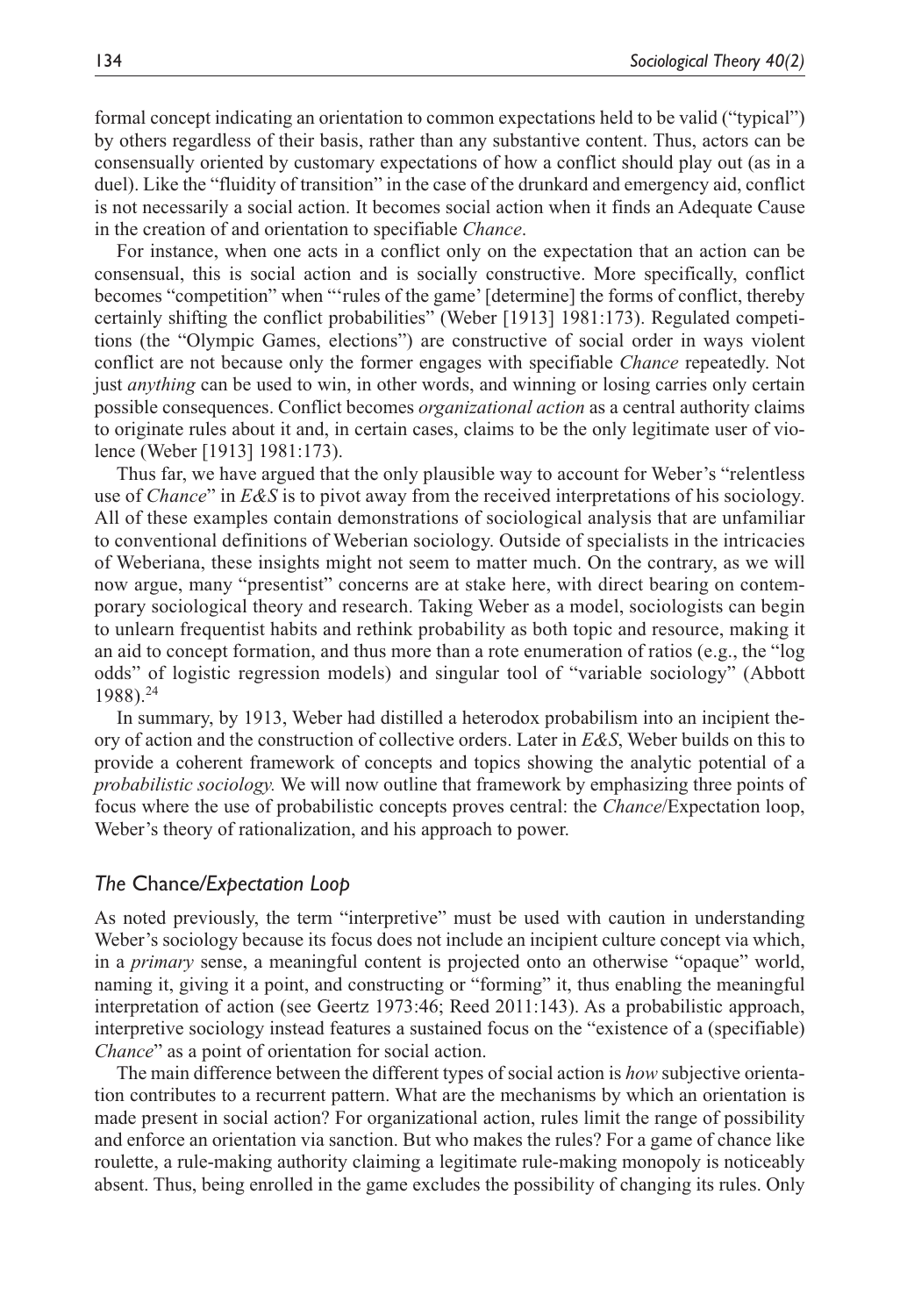formal concept indicating an orientation to common expectations held to be valid ("typical") by others regardless of their basis, rather than any substantive content. Thus, actors can be consensually oriented by customary expectations of how a conflict should play out (as in a duel). Like the "fluidity of transition" in the case of the drunkard and emergency aid, conflict is not necessarily a social action. It becomes social action when it finds an Adequate Cause in the creation of and orientation to specifiable *Chance*.

For instance, when one acts in a conflict only on the expectation that an action can be consensual, this is social action and is socially constructive. More specifically, conflict becomes "competition" when "'rules of the game' [determine] the forms of conflict, thereby certainly shifting the conflict probabilities" (Weber [1913] 1981:173). Regulated competitions (the "Olympic Games, elections") are constructive of social order in ways violent conflict are not because only the former engages with specifiable *Chance* repeatedly. Not just *anything* can be used to win, in other words, and winning or losing carries only certain possible consequences. Conflict becomes *organizational action* as a central authority claims to originate rules about it and, in certain cases, claims to be the only legitimate user of violence (Weber [1913] 1981:173).

Thus far, we have argued that the only plausible way to account for Weber's "relentless use of *Chance*" in *E&S* is to pivot away from the received interpretations of his sociology. All of these examples contain demonstrations of sociological analysis that are unfamiliar to conventional definitions of Weberian sociology. Outside of specialists in the intricacies of Weberiana, these insights might not seem to matter much. On the contrary, as we will now argue, many "presentist" concerns are at stake here, with direct bearing on contemporary sociological theory and research. Taking Weber as a model, sociologists can begin to unlearn frequentist habits and rethink probability as both topic and resource, making it an aid to concept formation, and thus more than a rote enumeration of ratios (e.g., the "log odds" of logistic regression models) and singular tool of "variable sociology" (Abbott 1988).[24]

In summary, by 1913, Weber had distilled a heterodox probabilism into an incipient theory of action and the construction of collective orders. Later in *E&S*, Weber builds on this to provide a coherent framework of concepts and topics showing the analytic potential of a *probabilistic sociology.* We will now outline that framework by emphasizing three points of focus where the use of probabilistic concepts proves central: the *Chance*/Expectation loop, Weber's theory of rationalization, and his approach to power.

### *The* Chance*/Expectation Loop*

As noted previously, the term "interpretive" must be used with caution in understanding Weber's sociology because its focus does not include an incipient culture concept via which, in a *primary* sense, a meaningful content is projected onto an otherwise "opaque" world, naming it, giving it a point, and constructing or "forming" it, thus enabling the meaningful interpretation of action (see Geertz 1973:46; Reed 2011:143). As a probabilistic approach, interpretive sociology instead features a sustained focus on the "existence of a (specifiable) *Chance*" as a point of orientation for social action.

The main difference between the different types of social action is *how* subjective orientation contributes to a recurrent pattern. What are the mechanisms by which an orientation is made present in social action? For organizational action, rules limit the range of possibility and enforce an orientation via sanction. But who makes the rules? For a game of chance like roulette, a rule-making authority claiming a legitimate rule-making monopoly is noticeably absent. Thus, being enrolled in the game excludes the possibility of changing its rules. Only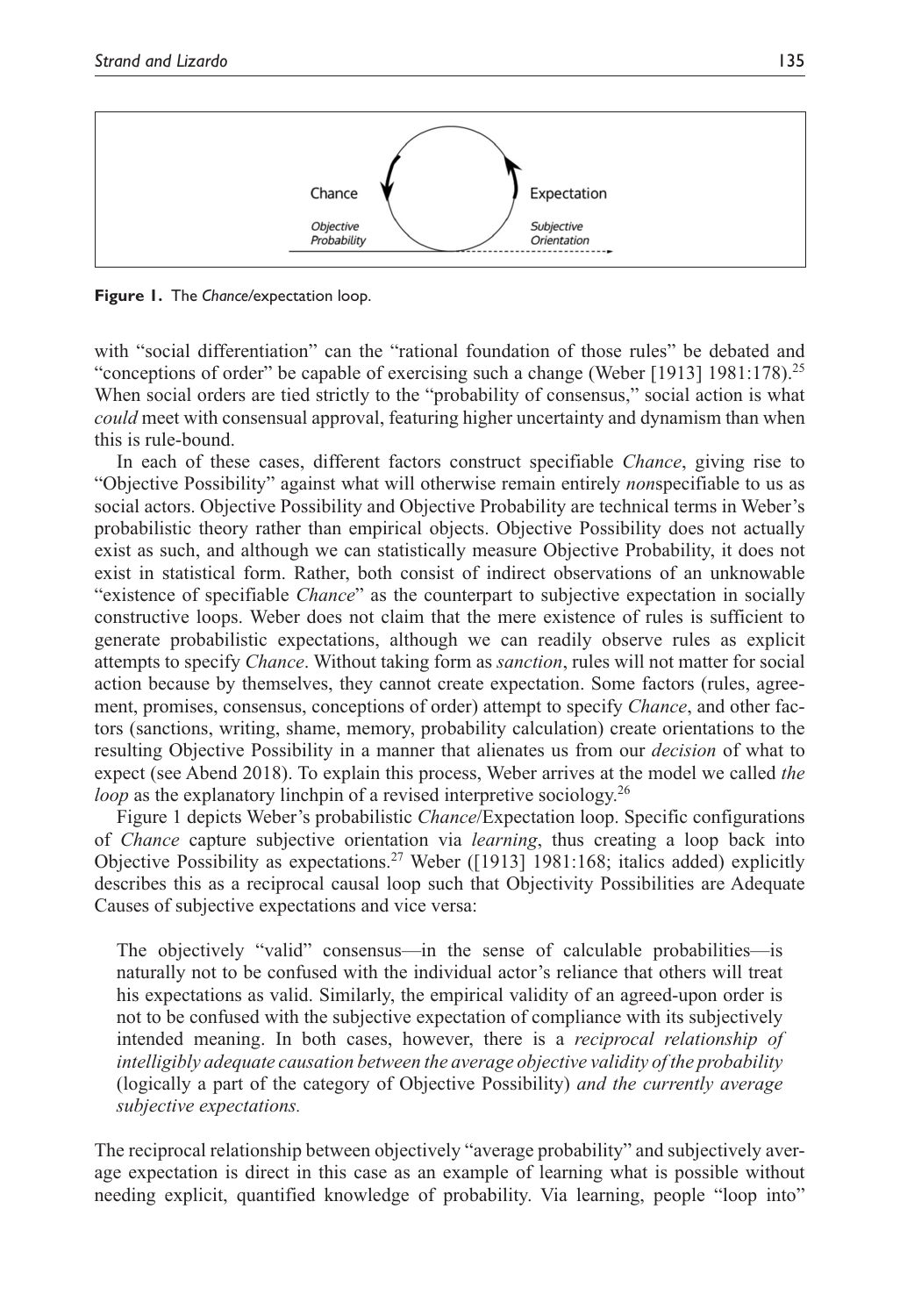**Figure 1.** The *Chance*/expectation loop.

with "social differentiation" can the "rational foundation of those rules" be debated and "conceptions of order" be capable of exercising such a change (Weber [1913] 1981:178).[25] When social orders are tied strictly to the "probability of consensus," social action is what *could* meet with consensual approval, featuring higher uncertainty and dynamism than when this is rule-bound.

In each of these cases, different factors construct specifiable *Chance*, giving rise to "Objective Possibility" against what will otherwise remain entirely *non*specifiable to us as social actors. Objective Possibility and Objective Probability are technical terms in Weber's probabilistic theory rather than empirical objects. Objective Possibility does not actually exist as such, and although we can statistically measure Objective Probability, it does not exist in statistical form. Rather, both consist of indirect observations of an unknowable "existence of specifiable *Chance*" as the counterpart to subjective expectation in socially constructive loops. Weber does not claim that the mere existence of rules is sufficient to generate probabilistic expectations, although we can readily observe rules as explicit attempts to specify *Chance*. Without taking form as *sanction*, rules will not matter for social action because by themselves, they cannot create expectation. Some factors (rules, agreement, promises, consensus, conceptions of order) attempt to specify *Chance*, and other factors (sanctions, writing, shame, memory, probability calculation) create orientations to the resulting Objective Possibility in a manner that alienates us from our *decision* of what to expect (see Abend 2018). To explain this process, Weber arrives at the model we called *the loop* as the explanatory linchpin of a revised interpretive sociology.[26]

Figure 1 depicts Weber's probabilistic *Chance*/Expectation loop. Specific configurations of *Chance* capture subjective orientation via *learning*, thus creating a loop back into Objective Possibility as expectations.[27] Weber ([1913] 1981:168; italics added) explicitly describes this as a reciprocal causal loop such that Objectivity Possibilities are Adequate Causes of subjective expectations and vice versa:

> The objectively "valid" consensus—in the sense of calculable probabilities—is naturally not to be confused with the individual actor's reliance that others will treat his expectations as valid. Similarly, the empirical validity of an agreed-upon order is not to be confused with the subjective expectation of compliance with its subjectively intended meaning. In both cases, however, there is a *reciprocal relationship of intelligibly adequate causation between the average objective validity of the probability* (logically a part of the category of Objective Possibility) *and the currently average subjective expectations.*

The reciprocal relationship between objectively "average probability" and subjectively average expectation is direct in this case as an example of learning what is possible without needing explicit, quantified knowledge of probability. Via learning, people "loop into"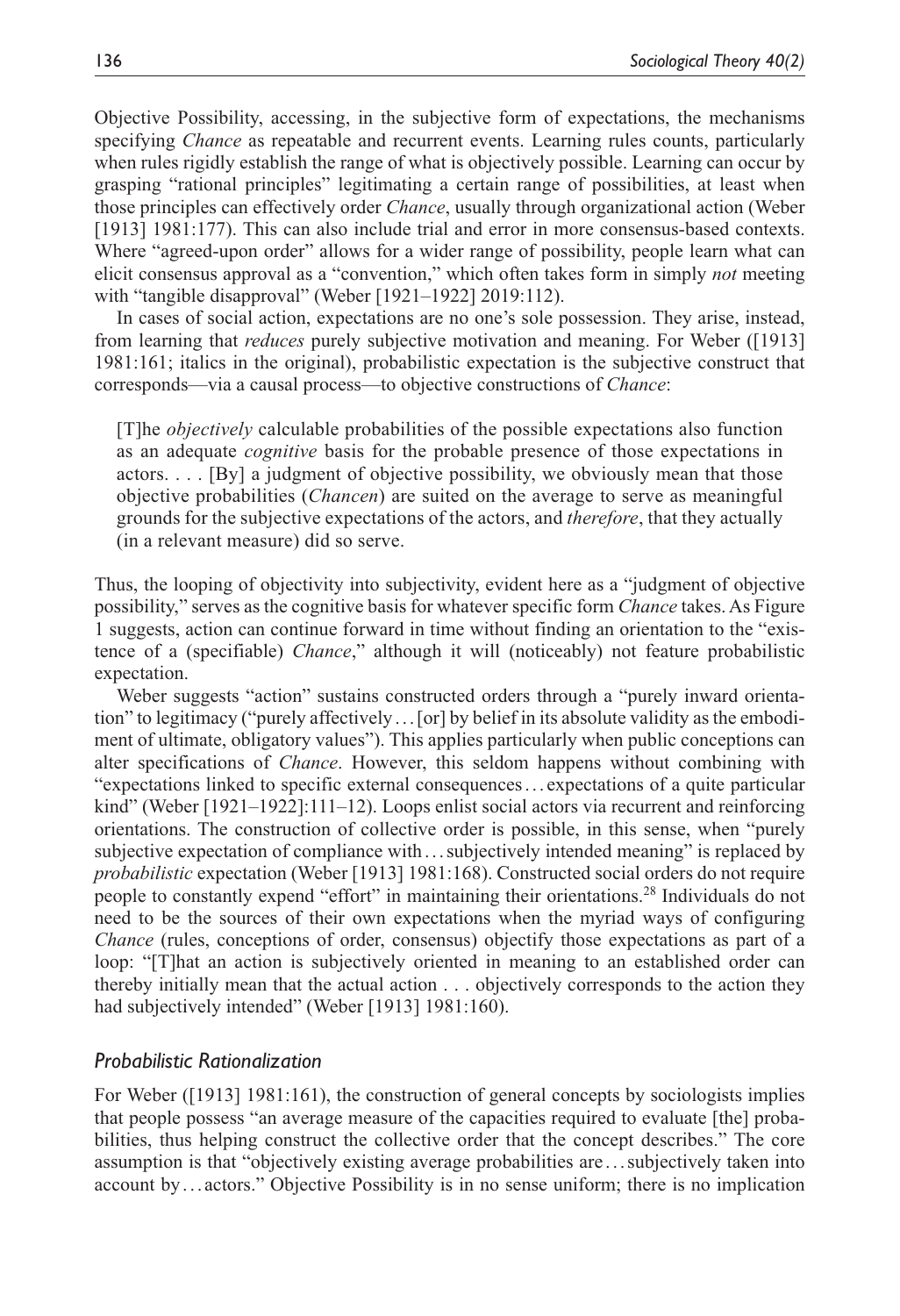Objective Possibility, accessing, in the subjective form of expectations, the mechanisms specifying *Chance* as repeatable and recurrent events. Learning rules counts, particularly when rules rigidly establish the range of what is objectively possible. Learning can occur by grasping "rational principles" legitimating a certain range of possibilities, at least when those principles can effectively order *Chance*, usually through organizational action (Weber [1913] 1981:177). This can also include trial and error in more consensus-based contexts. Where "agreed-upon order" allows for a wider range of possibility, people learn what can elicit consensus approval as a "convention," which often takes form in simply *not* meeting with "tangible disapproval" (Weber [1921–1922] 2019:112).

In cases of social action, expectations are no one's sole possession. They arise, instead, from learning that *reduces* purely subjective motivation and meaning. For Weber ([1913] 1981:161; italics in the original), probabilistic expectation is the subjective construct that corresponds—via a causal process—to objective constructions of *Chance*:

> [T]he *objectively* calculable probabilities of the possible expectations also function as an adequate *cognitive* basis for the probable presence of those expectations in actors. . . . [By] a judgment of objective possibility, we obviously mean that those objective probabilities (*Chancen*) are suited on the average to serve as meaningful grounds for the subjective expectations of the actors, and *therefore*, that they actually (in a relevant measure) did so serve.

Thus, the looping of objectivity into subjectivity, evident here as a "judgment of objective possibility," serves as the cognitive basis for whatever specific form *Chance* takes. As Figure 1 suggests, action can continue forward in time without finding an orientation to the "existence of a (specifiable) *Chance*," although it will (noticeably) not feature probabilistic expectation.

Weber suggests "action" sustains constructed orders through a "purely inward orientation" to legitimacy ("purely affectively . . . [or] by belief in its absolute validity as the embodiment of ultimate, obligatory values"). This applies particularly when public conceptions can alter specifications of *Chance*. However, this seldom happens without combining with "expectations linked to specific external consequences . . . expectations of a quite particular kind" (Weber [1921–1922]:111–12). Loops enlist social actors via recurrent and reinforcing orientations. The construction of collective order is possible, in this sense, when "purely subjective expectation of compliance with . . . subjectively intended meaning" is replaced by *probabilistic* expectation (Weber [1913] 1981:168). Constructed social orders do not require people to constantly expend "effort" in maintaining their orientations.[28] Individuals do not need to be the sources of their own expectations when the myriad ways of configuring *Chance* (rules, conceptions of order, consensus) objectify those expectations as part of a loop: "[T]hat an action is subjectively oriented in meaning to an established order can thereby initially mean that the actual action . . . objectively corresponds to the action they had subjectively intended" (Weber [1913] 1981:160).

### *Probabilistic Rationalization*

For Weber ([1913] 1981:161), the construction of general concepts by sociologists implies that people possess "an average measure of the capacities required to evaluate [the] probabilities, thus helping construct the collective order that the concept describes." The core assumption is that "objectively existing average probabilities are . . . subjectively taken into account by . . . actors." Objective Possibility is in no sense uniform; there is no implication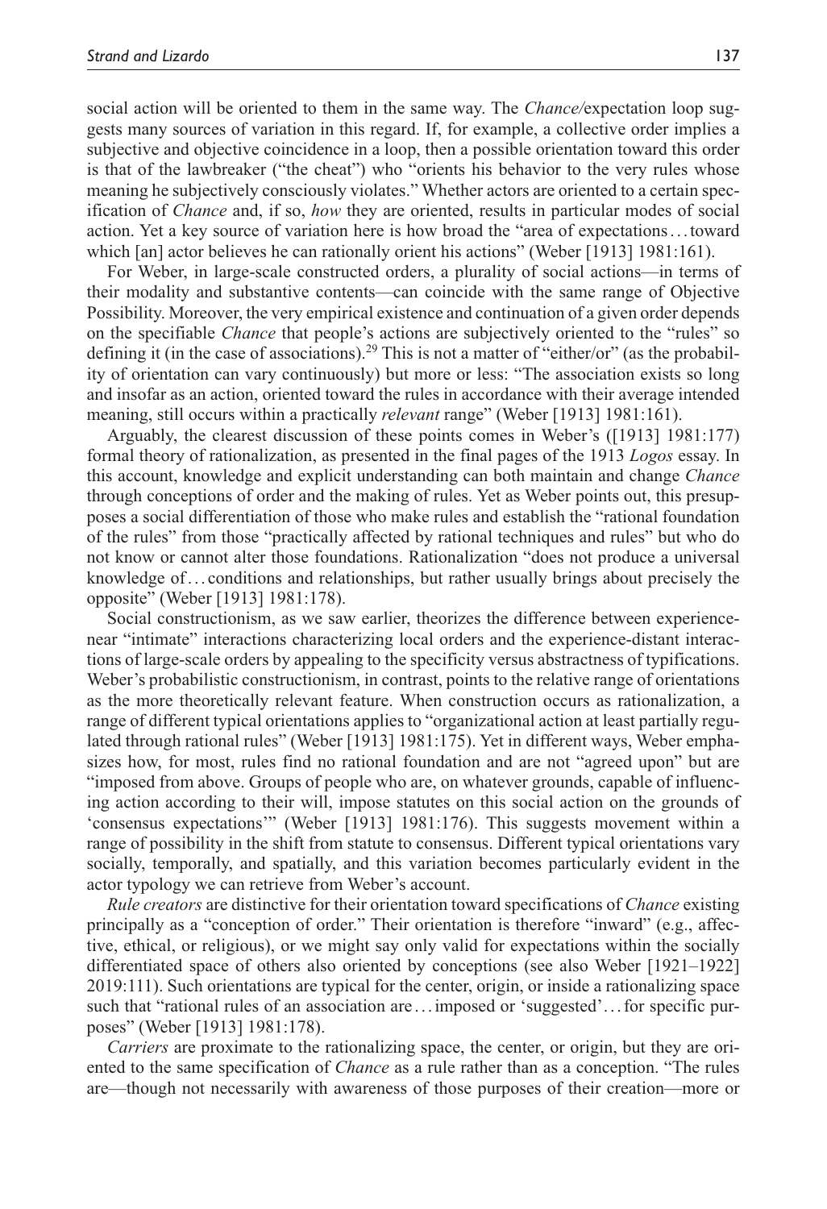social action will be oriented to them in the same way. The *Chance/*expectation loop suggests many sources of variation in this regard. If, for example, a collective order implies a subjective and objective coincidence in a loop, then a possible orientation toward this order is that of the lawbreaker ("the cheat") who "orients his behavior to the very rules whose meaning he subjectively consciously violates." Whether actors are oriented to a certain specification of *Chance* and, if so, *how* they are oriented, results in particular modes of social action. Yet a key source of variation here is how broad the "area of expectations . . . toward which [an] actor believes he can rationally orient his actions" (Weber [1913] 1981:161).

For Weber, in large-scale constructed orders, a plurality of social actions—in terms of their modality and substantive contents—can coincide with the same range of Objective Possibility. Moreover, the very empirical existence and continuation of a given order depends on the specifiable *Chance* that people's actions are subjectively oriented to the "rules" so defining it (in the case of associations).[29] This is not a matter of "either/or" (as the probability of orientation can vary continuously) but more or less: "The association exists so long and insofar as an action, oriented toward the rules in accordance with their average intended meaning, still occurs within a practically *relevant* range" (Weber [1913] 1981:161).

Arguably, the clearest discussion of these points comes in Weber's ([1913] 1981:177) formal theory of rationalization, as presented in the final pages of the 1913 *Logos* essay. In this account, knowledge and explicit understanding can both maintain and change *Chance* through conceptions of order and the making of rules. Yet as Weber points out, this presupposes a social differentiation of those who make rules and establish the "rational foundation of the rules" from those "practically affected by rational techniques and rules" but who do not know or cannot alter those foundations. Rationalization "does not produce a universal knowledge of . . . conditions and relationships, but rather usually brings about precisely the opposite" (Weber [1913] 1981:178).

Social constructionism, as we saw earlier, theorizes the difference between experience-near "intimate" interactions characterizing local orders and the experience-distant interactions of large-scale orders by appealing to the specificity versus abstractness of typifications. Weber's probabilistic constructionism, in contrast, points to the relative range of orientations as the more theoretically relevant feature. When construction occurs as rationalization, a range of different typical orientations applies to "organizational action at least partially regulated through rational rules" (Weber [1913] 1981:175). Yet in different ways, Weber emphasizes how, for most, rules find no rational foundation and are not "agreed upon" but are "imposed from above. Groups of people who are, on whatever grounds, capable of influencing action according to their will, impose statutes on this social action on the grounds of 'consensus expectations'" (Weber [1913] 1981:176). This suggests movement within a range of possibility in the shift from statute to consensus. Different typical orientations vary socially, temporally, and spatially, and this variation becomes particularly evident in the actor typology we can retrieve from Weber's account.

*Rule creators* are distinctive for their orientation toward specifications of *Chance* existing principally as a "conception of order." Their orientation is therefore "inward" (e.g., affective, ethical, or religious), or we might say only valid for expectations within the socially differentiated space of others also oriented by conceptions (see also Weber [1921–1922] 2019:111). Such orientations are typical for the center, origin, or inside a rationalizing space such that "rational rules of an association are . . . imposed or 'suggested' . . . for specific purposes" (Weber [1913] 1981:178).

*Carriers* are proximate to the rationalizing space, the center, or origin, but they are oriented to the same specification of *Chance* as a rule rather than as a conception. "The rules are—though not necessarily with awareness of those purposes of their creation—more or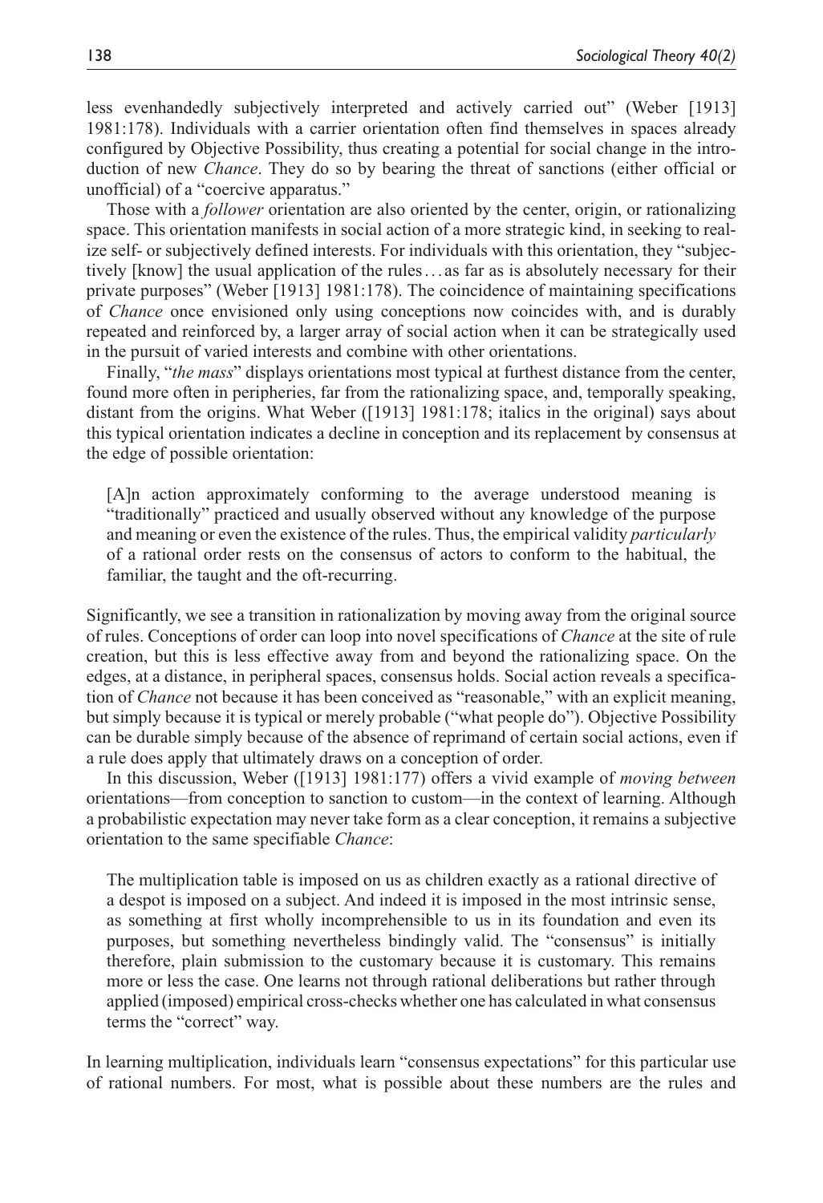less evenhandedly subjectively interpreted and actively carried out" (Weber [1913] 1981:178). Individuals with a carrier orientation often find themselves in spaces already configured by Objective Possibility, thus creating a potential for social change in the introduction of new *Chance*. They do so by bearing the threat of sanctions (either official or unofficial) of a "coercive apparatus."

Those with a *follower* orientation are also oriented by the center, origin, or rationalizing space. This orientation manifests in social action of a more strategic kind, in seeking to realize self- or subjectively defined interests. For individuals with this orientation, they "subjectively [know] the usual application of the rules . . . as far as is absolutely necessary for their private purposes" (Weber [1913] 1981:178). The coincidence of maintaining specifications of *Chance* once envisioned only using conceptions now coincides with, and is durably repeated and reinforced by, a larger array of social action when it can be strategically used in the pursuit of varied interests and combine with other orientations.

Finally, "*the mass*" displays orientations most typical at furthest distance from the center, found more often in peripheries, far from the rationalizing space, and, temporally speaking, distant from the origins. What Weber ([1913] 1981:178; italics in the original) says about this typical orientation indicates a decline in conception and its replacement by consensus at the edge of possible orientation:

> [A]n action approximately conforming to the average understood meaning is "traditionally" practiced and usually observed without any knowledge of the purpose and meaning or even the existence of the rules. Thus, the empirical validity *particularly* of a rational order rests on the consensus of actors to conform to the habitual, the familiar, the taught and the oft-recurring.

Significantly, we see a transition in rationalization by moving away from the original source of rules. Conceptions of order can loop into novel specifications of *Chance* at the site of rule creation, but this is less effective away from and beyond the rationalizing space. On the edges, at a distance, in peripheral spaces, consensus holds. Social action reveals a specification of *Chance* not because it has been conceived as "reasonable," with an explicit meaning, but simply because it is typical or merely probable ("what people do"). Objective Possibility can be durable simply because of the absence of reprimand of certain social actions, even if a rule does apply that ultimately draws on a conception of order.

In this discussion, Weber ([1913] 1981:177) offers a vivid example of *moving between* orientations—from conception to sanction to custom—in the context of learning. Although a probabilistic expectation may never take form as a clear conception, it remains a subjective orientation to the same specifiable *Chance*:

> The multiplication table is imposed on us as children exactly as a rational directive of a despot is imposed on a subject. And indeed it is imposed in the most intrinsic sense, as something at first wholly incomprehensible to us in its foundation and even its purposes, but something nevertheless bindingly valid. The "consensus" is initially therefore, plain submission to the customary because it is customary. This remains more or less the case. One learns not through rational deliberations but rather through applied (imposed) empirical cross-checks whether one has calculated in what consensus terms the "correct" way.

In learning multiplication, individuals learn "consensus expectations" for this particular use of rational numbers. For most, what is possible about these numbers are the rules and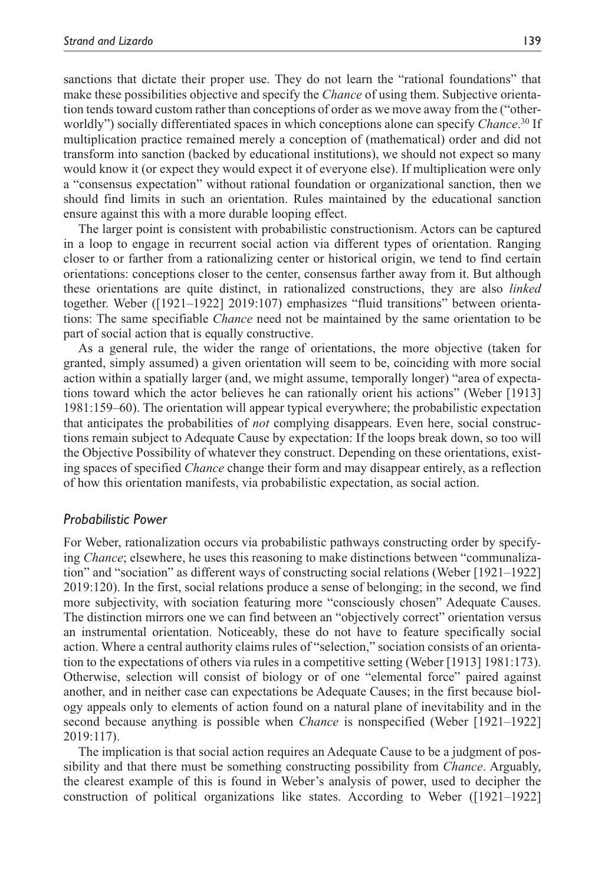sanctions that dictate their proper use. They do not learn the "rational foundations" that make these possibilities objective and specify the *Chance* of using them. Subjective orientation tends toward custom rather than conceptions of order as we move away from the ("otherworldly") socially differentiated spaces in which conceptions alone can specify *Chance*.[30] If multiplication practice remained merely a conception of (mathematical) order and did not transform into sanction (backed by educational institutions), we should not expect so many would know it (or expect they would expect it of everyone else). If multiplication were only a "consensus expectation" without rational foundation or organizational sanction, then we should find limits in such an orientation. Rules maintained by the educational sanction ensure against this with a more durable looping effect.

The larger point is consistent with probabilistic constructionism. Actors can be captured in a loop to engage in recurrent social action via different types of orientation. Ranging closer to or farther from a rationalizing center or historical origin, we tend to find certain orientations: conceptions closer to the center, consensus farther away from it. But although these orientations are quite distinct, in rationalized constructions, they are also *linked* together. Weber ([1921–1922] 2019:107) emphasizes "fluid transitions" between orientations: The same specifiable *Chance* need not be maintained by the same orientation to be part of social action that is equally constructive.

As a general rule, the wider the range of orientations, the more objective (taken for granted, simply assumed) a given orientation will seem to be, coinciding with more social action within a spatially larger (and, we might assume, temporally longer) "area of expectations toward which the actor believes he can rationally orient his actions" (Weber [1913] 1981:159–60). The orientation will appear typical everywhere; the probabilistic expectation that anticipates the probabilities of *not* complying disappears. Even here, social constructions remain subject to Adequate Cause by expectation: If the loops break down, so too will the Objective Possibility of whatever they construct. Depending on these orientations, existing spaces of specified *Chance* change their form and may disappear entirely, as a reflection of how this orientation manifests, via probabilistic expectation, as social action.

### *Probabilistic Power*

For Weber, rationalization occurs via probabilistic pathways constructing order by specifying *Chance*; elsewhere, he uses this reasoning to make distinctions between "communalization" and "sociation" as different ways of constructing social relations (Weber [1921–1922] 2019:120). In the first, social relations produce a sense of belonging; in the second, we find more subjectivity, with sociation featuring more "consciously chosen" Adequate Causes. The distinction mirrors one we can find between an "objectively correct" orientation versus an instrumental orientation. Noticeably, these do not have to feature specifically social action. Where a central authority claims rules of "selection," sociation consists of an orientation to the expectations of others via rules in a competitive setting (Weber [1913] 1981:173). Otherwise, selection will consist of biology or of one "elemental force" paired against another, and in neither case can expectations be Adequate Causes; in the first because biology appeals only to elements of action found on a natural plane of inevitability and in the second because anything is possible when *Chance* is nonspecified (Weber [1921–1922] 2019:117).

The implication is that social action requires an Adequate Cause to be a judgment of possibility and that there must be something constructing possibility from *Chance*. Arguably, the clearest example of this is found in Weber's analysis of power, used to decipher the construction of political organizations like states. According to Weber ([1921–1922]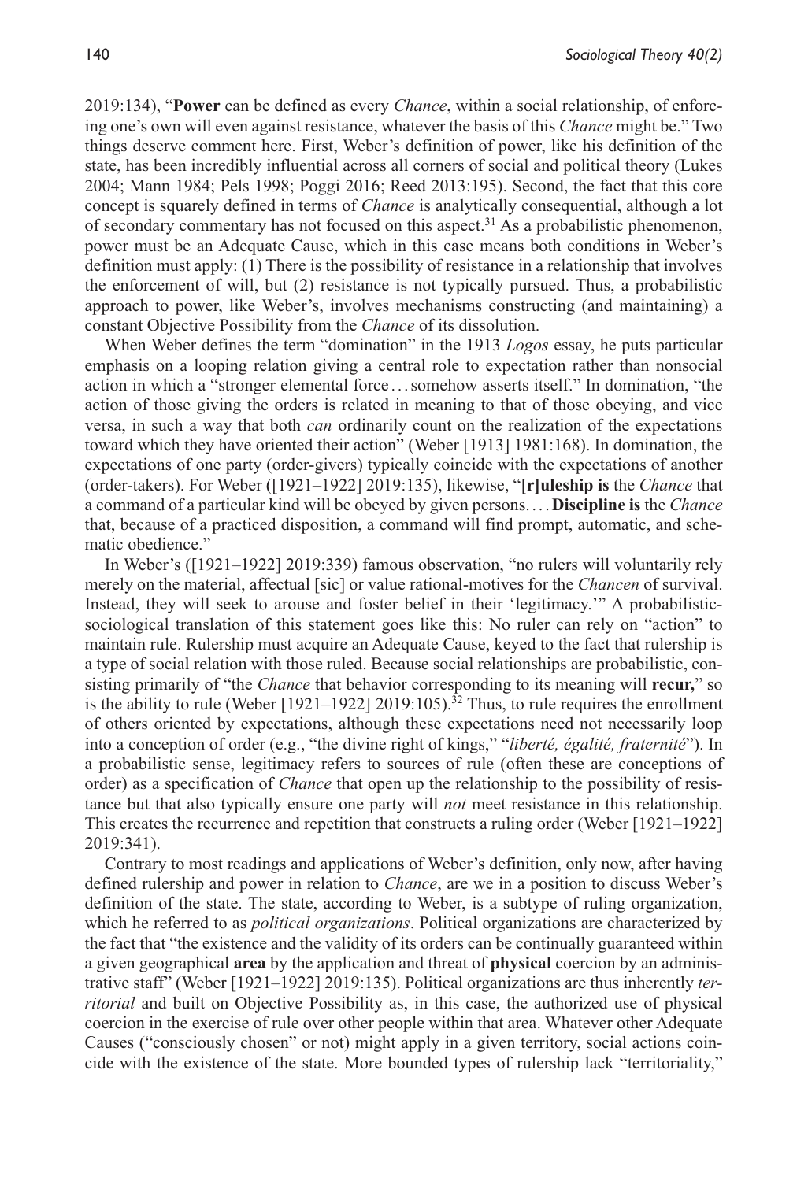2019:134), "**Power** can be defined as every *Chance*, within a social relationship, of enforcing one's own will even against resistance, whatever the basis of this *Chance* might be." Two things deserve comment here. First, Weber's definition of power, like his definition of the state, has been incredibly influential across all corners of social and political theory (Lukes 2004; Mann 1984; Pels 1998; Poggi 2016; Reed 2013:195). Second, the fact that this core concept is squarely defined in terms of *Chance* is analytically consequential, although a lot of secondary commentary has not focused on this aspect.[31] As a probabilistic phenomenon, power must be an Adequate Cause, which in this case means both conditions in Weber's definition must apply: (1) There is the possibility of resistance in a relationship that involves the enforcement of will, but (2) resistance is not typically pursued. Thus, a probabilistic approach to power, like Weber's, involves mechanisms constructing (and maintaining) a constant Objective Possibility from the *Chance* of its dissolution.

When Weber defines the term "domination" in the 1913 *Logos* essay, he puts particular emphasis on a looping relation giving a central role to expectation rather than nonsocial action in which a "stronger elemental force . . . somehow asserts itself." In domination, "the action of those giving the orders is related in meaning to that of those obeying, and vice versa, in such a way that both *can* ordinarily count on the realization of the expectations toward which they have oriented their action" (Weber [1913] 1981:168). In domination, the expectations of one party (order-givers) typically coincide with the expectations of another (order-takers). For Weber ([1921–1922] 2019:135), likewise, "**[r]uleship is** the *Chance* that a command of a particular kind will be obeyed by given persons. . . . **Discipline is** the *Chance* that, because of a practiced disposition, a command will find prompt, automatic, and schematic obedience."

In Weber's ([1921–1922] 2019:339) famous observation, "no rulers will voluntarily rely merely on the material, affectual [sic] or value rational-motives for the *Chancen* of survival. Instead, they will seek to arouse and foster belief in their 'legitimacy.'" A probabilistic-sociological translation of this statement goes like this: No ruler can rely on "action" to maintain rule. Rulership must acquire an Adequate Cause, keyed to the fact that rulership is a type of social relation with those ruled. Because social relationships are probabilistic, consisting primarily of "the *Chance* that behavior corresponding to its meaning will **recur,**" so is the ability to rule (Weber [1921–1922] 2019:105).[32] Thus, to rule requires the enrollment of others oriented by expectations, although these expectations need not necessarily loop into a conception of order (e.g., "the divine right of kings," "*liberté, égalité, fraternité*"). In a probabilistic sense, legitimacy refers to sources of rule (often these are conceptions of order) as a specification of *Chance* that open up the relationship to the possibility of resistance but that also typically ensure one party will *not* meet resistance in this relationship. This creates the recurrence and repetition that constructs a ruling order (Weber [1921–1922] 2019:341).

Contrary to most readings and applications of Weber's definition, only now, after having defined rulership and power in relation to *Chance*, are we in a position to discuss Weber's definition of the state. The state, according to Weber, is a subtype of ruling organization, which he referred to as *political organizations*. Political organizations are characterized by the fact that "the existence and the validity of its orders can be continually guaranteed within a given geographical **area** by the application and threat of **physical** coercion by an administrative staff" (Weber [1921–1922] 2019:135). Political organizations are thus inherently *territorial* and built on Objective Possibility as, in this case, the authorized use of physical coercion in the exercise of rule over other people within that area. Whatever other Adequate Causes ("consciously chosen" or not) might apply in a given territory, social actions coincide with the existence of the state. More bounded types of rulership lack "territoriality,"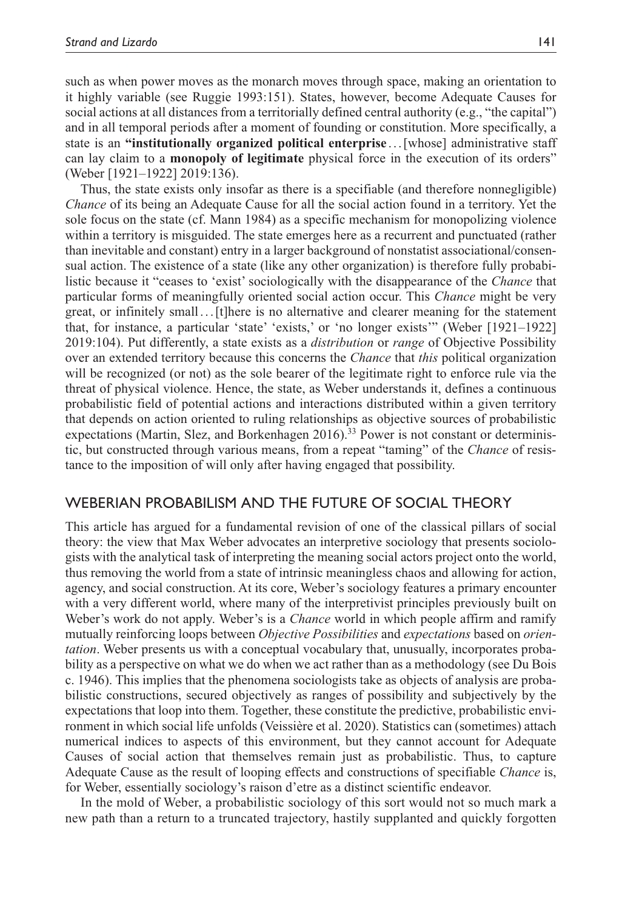such as when power moves as the monarch moves through space, making an orientation to it highly variable (see Ruggie 1993:151). States, however, become Adequate Causes for social actions at all distances from a territorially defined central authority (e.g., "the capital") and in all temporal periods after a moment of founding or constitution. More specifically, a state is an **"institutionally organized political enterprise**...[whose] administrative staff can lay claim to a **monopoly of legitimate** physical force in the execution of its orders" (Weber [1921–1922] 2019:136).

Thus, the state exists only insofar as there is a specifiable (and therefore nonnegligible) *Chance* of its being an Adequate Cause for all the social action found in a territory. Yet the sole focus on the state (cf. Mann 1984) as a specific mechanism for monopolizing violence within a territory is misguided. The state emerges here as a recurrent and punctuated (rather than inevitable and constant) entry in a larger background of nonstatist associational/consensual action. The existence of a state (like any other organization) is therefore fully probabilistic because it "ceases to 'exist' sociologically with the disappearance of the *Chance* that particular forms of meaningfully oriented social action occur. This *Chance* might be very great, or infinitely small...[t]here is no alternative and clearer meaning for the statement that, for instance, a particular 'state' 'exists,' or 'no longer exists'" (Weber [1921–1922] 2019:104). Put differently, a state exists as a *distribution* or *range* of Objective Possibility over an extended territory because this concerns the *Chance* that *this* political organization will be recognized (or not) as the sole bearer of the legitimate right to enforce rule via the threat of physical violence. Hence, the state, as Weber understands it, defines a continuous probabilistic field of potential actions and interactions distributed within a given territory that depends on action oriented to ruling relationships as objective sources of probabilistic expectations (Martin, Slez, and Borkenhagen 2016).[33] Power is not constant or deterministic, but constructed through various means, from a repeat "taming" of the *Chance* of resistance to the imposition of will only after having engaged that possibility.

## WEBERIAN PROBABILISM AND THE FUTURE OF SOCIAL THEORY

This article has argued for a fundamental revision of one of the classical pillars of social theory: the view that Max Weber advocates an interpretive sociology that presents sociologists with the analytical task of interpreting the meaning social actors project onto the world, thus removing the world from a state of intrinsic meaningless chaos and allowing for action, agency, and social construction. At its core, Weber's sociology features a primary encounter with a very different world, where many of the interpretivist principles previously built on Weber's work do not apply. Weber's is a *Chance* world in which people affirm and ramify mutually reinforcing loops between *Objective Possibilities* and *expectations* based on *orientation*. Weber presents us with a conceptual vocabulary that, unusually, incorporates probability as a perspective on what we do when we act rather than as a methodology (see Du Bois c. 1946). This implies that the phenomena sociologists take as objects of analysis are probabilistic constructions, secured objectively as ranges of possibility and subjectively by the expectations that loop into them. Together, these constitute the predictive, probabilistic environment in which social life unfolds (Veissière et al. 2020). Statistics can (sometimes) attach numerical indices to aspects of this environment, but they cannot account for Adequate Causes of social action that themselves remain just as probabilistic. Thus, to capture Adequate Cause as the result of looping effects and constructions of specifiable *Chance* is, for Weber, essentially sociology's raison d'etre as a distinct scientific endeavor.

In the mold of Weber, a probabilistic sociology of this sort would not so much mark a new path than a return to a truncated trajectory, hastily supplanted and quickly forgotten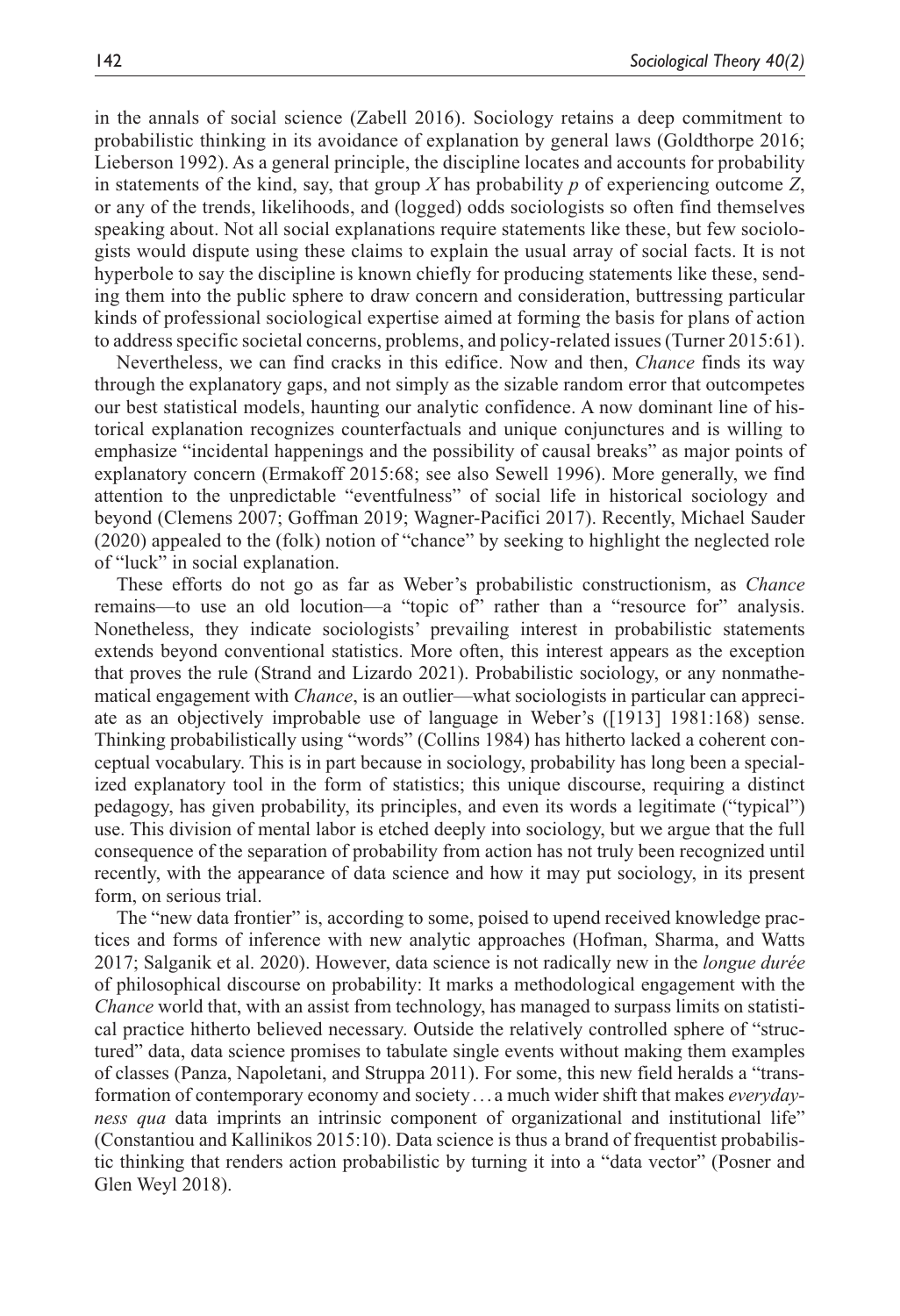in the annals of social science (Zabell 2016). Sociology retains a deep commitment to probabilistic thinking in its avoidance of explanation by general laws (Goldthorpe 2016; Lieberson 1992). As a general principle, the discipline locates and accounts for probability in statements of the kind, say, that group *X* has probability *p* of experiencing outcome *Z*, or any of the trends, likelihoods, and (logged) odds sociologists so often find themselves speaking about. Not all social explanations require statements like these, but few sociologists would dispute using these claims to explain the usual array of social facts. It is not hyperbole to say the discipline is known chiefly for producing statements like these, sending them into the public sphere to draw concern and consideration, buttressing particular kinds of professional sociological expertise aimed at forming the basis for plans of action to address specific societal concerns, problems, and policy-related issues (Turner 2015:61).

Nevertheless, we can find cracks in this edifice. Now and then, *Chance* finds its way through the explanatory gaps, and not simply as the sizable random error that outcompetes our best statistical models, haunting our analytic confidence. A now dominant line of historical explanation recognizes counterfactuals and unique conjunctures and is willing to emphasize "incidental happenings and the possibility of causal breaks" as major points of explanatory concern (Ermakoff 2015:68; see also Sewell 1996). More generally, we find attention to the unpredictable "eventfulness" of social life in historical sociology and beyond (Clemens 2007; Goffman 2019; Wagner-Pacifici 2017). Recently, Michael Sauder (2020) appealed to the (folk) notion of "chance" by seeking to highlight the neglected role of "luck" in social explanation.

These efforts do not go as far as Weber's probabilistic constructionism, as *Chance* remains—to use an old locution—a "topic of" rather than a "resource for" analysis. Nonetheless, they indicate sociologists' prevailing interest in probabilistic statements extends beyond conventional statistics. More often, this interest appears as the exception that proves the rule (Strand and Lizardo 2021). Probabilistic sociology, or any nonmathematical engagement with *Chance*, is an outlier—what sociologists in particular can appreciate as an objectively improbable use of language in Weber's ([1913] 1981:168) sense. Thinking probabilistically using "words" (Collins 1984) has hitherto lacked a coherent conceptual vocabulary. This is in part because in sociology, probability has long been a specialized explanatory tool in the form of statistics; this unique discourse, requiring a distinct pedagogy, has given probability, its principles, and even its words a legitimate ("typical") use. This division of mental labor is etched deeply into sociology, but we argue that the full consequence of the separation of probability from action has not truly been recognized until recently, with the appearance of data science and how it may put sociology, in its present form, on serious trial.

The "new data frontier" is, according to some, poised to upend received knowledge practices and forms of inference with new analytic approaches (Hofman, Sharma, and Watts 2017; Salganik et al. 2020). However, data science is not radically new in the *longue durée* of philosophical discourse on probability: It marks a methodological engagement with the *Chance* world that, with an assist from technology, has managed to surpass limits on statistical practice hitherto believed necessary. Outside the relatively controlled sphere of "structured" data, data science promises to tabulate single events without making them examples of classes (Panza, Napoletani, and Struppa 2011). For some, this new field heralds a "transformation of contemporary economy and society . . . a much wider shift that makes *everydayness qua* data imprints an intrinsic component of organizational and institutional life" (Constantiou and Kallinikos 2015:10). Data science is thus a brand of frequentist probabilistic thinking that renders action probabilistic by turning it into a "data vector" (Posner and Glen Weyl 2018).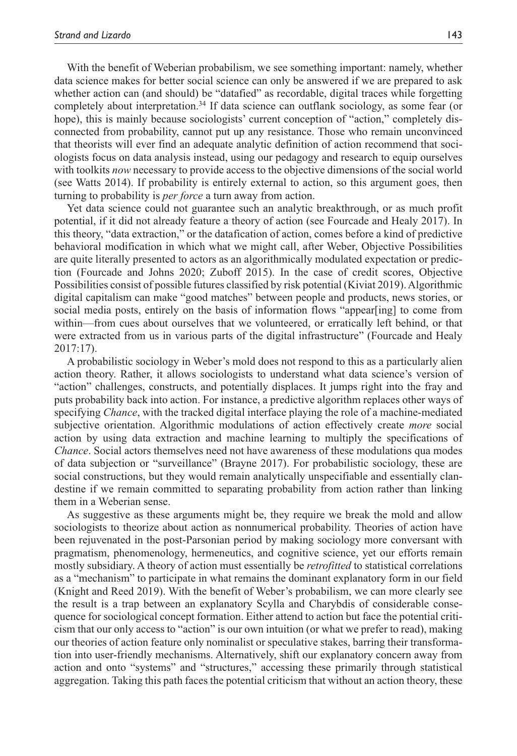With the benefit of Weberian probabilism, we see something important: namely, whether data science makes for better social science can only be answered if we are prepared to ask whether action can (and should) be "datafied" as recordable, digital traces while forgetting completely about interpretation.[34] If data science can outflank sociology, as some fear (or hope), this is mainly because sociologists' current conception of "action," completely disconnected from probability, cannot put up any resistance. Those who remain unconvinced that theorists will ever find an adequate analytic definition of action recommend that sociologists focus on data analysis instead, using our pedagogy and research to equip ourselves with toolkits *now* necessary to provide access to the objective dimensions of the social world (see Watts 2014). If probability is entirely external to action, so this argument goes, then turning to probability is *per force* a turn away from action.

Yet data science could not guarantee such an analytic breakthrough, or as much profit potential, if it did not already feature a theory of action (see Fourcade and Healy 2017). In this theory, "data extraction," or the datafication of action, comes before a kind of predictive behavioral modification in which what we might call, after Weber, Objective Possibilities are quite literally presented to actors as an algorithmically modulated expectation or prediction (Fourcade and Johns 2020; Zuboff 2015). In the case of credit scores, Objective Possibilities consist of possible futures classified by risk potential (Kiviat 2019). Algorithmic digital capitalism can make "good matches" between people and products, news stories, or social media posts, entirely on the basis of information flows "appear[ing] to come from within—from cues about ourselves that we volunteered, or erratically left behind, or that were extracted from us in various parts of the digital infrastructure" (Fourcade and Healy 2017:17).

A probabilistic sociology in Weber's mold does not respond to this as a particularly alien action theory. Rather, it allows sociologists to understand what data science's version of "action" challenges, constructs, and potentially displaces. It jumps right into the fray and puts probability back into action. For instance, a predictive algorithm replaces other ways of specifying *Chance*, with the tracked digital interface playing the role of a machine-mediated subjective orientation. Algorithmic modulations of action effectively create *more* social action by using data extraction and machine learning to multiply the specifications of *Chance*. Social actors themselves need not have awareness of these modulations qua modes of data subjection or "surveillance" (Brayne 2017). For probabilistic sociology, these are social constructions, but they would remain analytically unspecifiable and essentially clandestine if we remain committed to separating probability from action rather than linking them in a Weberian sense.

As suggestive as these arguments might be, they require we break the mold and allow sociologists to theorize about action as nonnumerical probability. Theories of action have been rejuvenated in the post-Parsonian period by making sociology more conversant with pragmatism, phenomenology, hermeneutics, and cognitive science, yet our efforts remain mostly subsidiary. A theory of action must essentially be *retrofitted* to statistical correlations as a "mechanism" to participate in what remains the dominant explanatory form in our field (Knight and Reed 2019). With the benefit of Weber's probabilism, we can more clearly see the result is a trap between an explanatory Scylla and Charybdis of considerable consequence for sociological concept formation. Either attend to action but face the potential criticism that our only access to "action" is our own intuition (or what we prefer to read), making our theories of action feature only nominalist or speculative stakes, barring their transformation into user-friendly mechanisms. Alternatively, shift our explanatory concern away from action and onto "systems" and "structures," accessing these primarily through statistical aggregation. Taking this path faces the potential criticism that without an action theory, these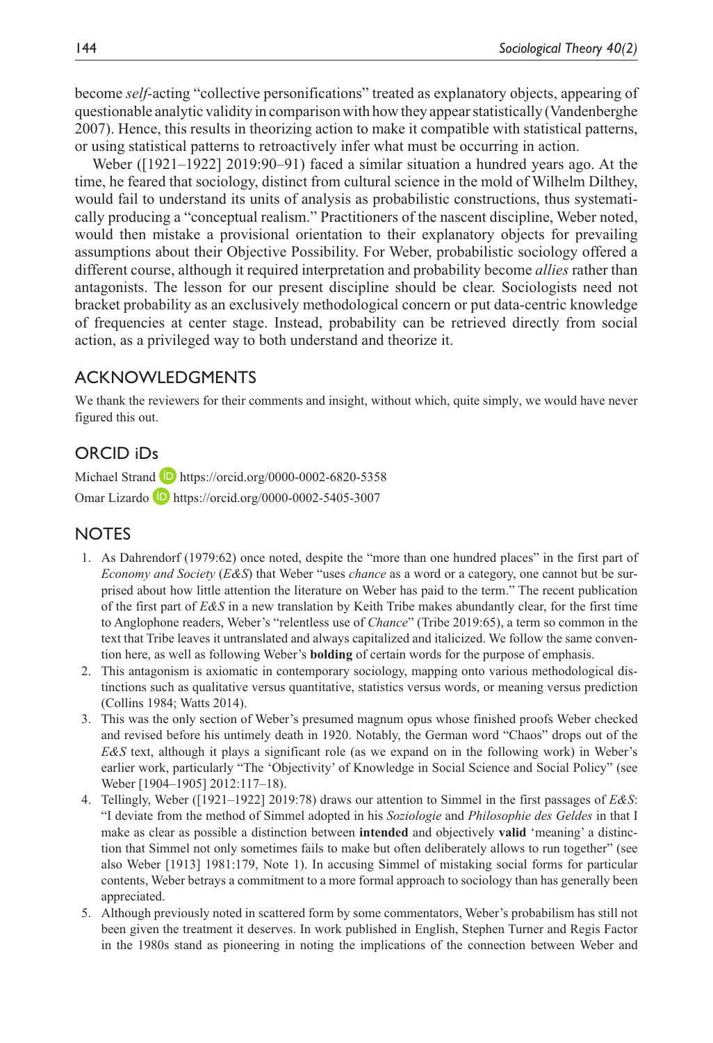become *self*-acting "collective personifications" treated as explanatory objects, appearing of questionable analytic validity in comparison with how they appear statistically (Vandenberghe 2007). Hence, this results in theorizing action to make it compatible with statistical patterns, or using statistical patterns to retroactively infer what must be occurring in action.

Weber ([1921–1922] 2019:90–91) faced a similar situation a hundred years ago. At the time, he feared that sociology, distinct from cultural science in the mold of Wilhelm Dilthey, would fail to understand its units of analysis as probabilistic constructions, thus systematically producing a "conceptual realism." Practitioners of the nascent discipline, Weber noted, would then mistake a provisional orientation to their explanatory objects for prevailing assumptions about their Objective Possibility. For Weber, probabilistic sociology offered a different course, although it required interpretation and probability become *allies* rather than antagonists. The lesson for our present discipline should be clear. Sociologists need not bracket probability as an exclusively methodological concern or put data-centric knowledge of frequencies at center stage. Instead, probability can be retrieved directly from social action, as a privileged way to both understand and theorize it.

## Acknowledgments

We thank the reviewers for their comments and insight, without which, quite simply, we would have never figured this out.

## ORCID iDs

Michael Strand https://orcid.org/0000-0002-6820-5358
Omar Lizardo https://orcid.org/0000-0002-5405-3007

## Notes

1. As Dahrendorf (1979:62) once noted, despite the "more than one hundred places" in the first part of *Economy and Society* (*E&S*) that Weber "uses *chance* as a word or a category, one cannot but be surprised about how little attention the literature on Weber has paid to the term." The recent publication of the first part of *E&S* in a new translation by Keith Tribe makes abundantly clear, for the first time to Anglophone readers, Weber's "relentless use of *Chance*" (Tribe 2019:65), a term so common in the text that Tribe leaves it untranslated and always capitalized and italicized. We follow the same convention here, as well as following Weber's **bolding** of certain words for the purpose of emphasis.
2. This antagonism is axiomatic in contemporary sociology, mapping onto various methodological distinctions such as qualitative versus quantitative, statistics versus words, or meaning versus prediction (Collins 1984; Watts 2014).
3. This was the only section of Weber's presumed magnum opus whose finished proofs Weber checked and revised before his untimely death in 1920. Notably, the German word "Chaos" drops out of the *E&S* text, although it plays a significant role (as we expand on in the following work) in Weber's earlier work, particularly "The 'Objectivity' of Knowledge in Social Science and Social Policy" (see Weber [1904–1905] 2012:117–18).
4. Tellingly, Weber ([1921–1922] 2019:78) draws our attention to Simmel in the first passages of *E&S*: "I deviate from the method of Simmel adopted in his *Soziologie* and *Philosophie des Geldes* in that I make as clear as possible a distinction between **intended** and objectively **valid** 'meaning' a distinction that Simmel not only sometimes fails to make but often deliberately allows to run together" (see also Weber [1913] 1981:179, Note 1). In accusing Simmel of mistaking social forms for particular contents, Weber betrays a commitment to a more formal approach to sociology than has generally been appreciated.
5. Although previously noted in scattered form by some commentators, Weber's probabilism has still not been given the treatment it deserves. In work published in English, Stephen Turner and Regis Factor in the 1980s stand as pioneering in noting the implications of the connection between Weber and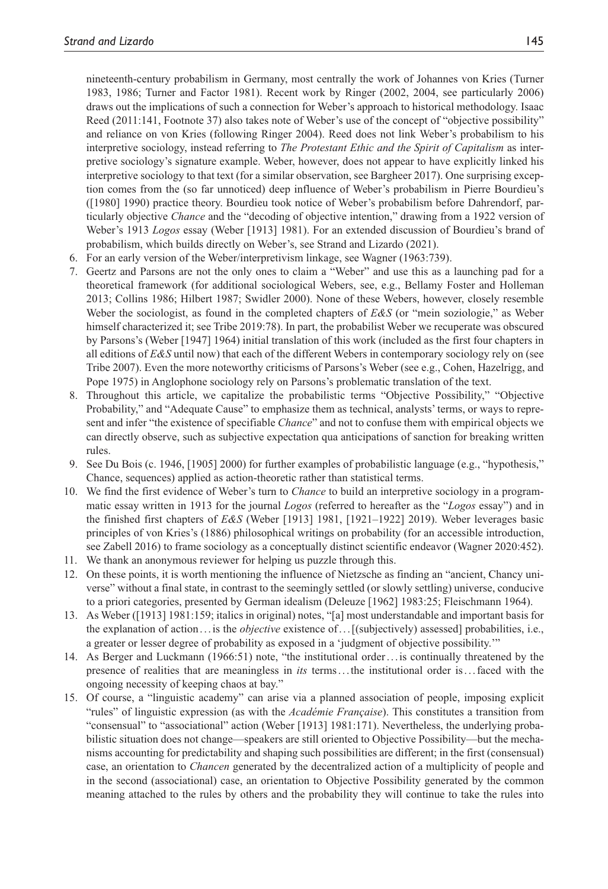nineteenth-century probabilism in Germany, most centrally the work of Johannes von Kries (Turner 1983, 1986; Turner and Factor 1981). Recent work by Ringer (2002, 2004, see particularly 2006) draws out the implications of such a connection for Weber's approach to historical methodology. Isaac Reed (2011:141, Footnote 37) also takes note of Weber's use of the concept of "objective possibility" and reliance on von Kries (following Ringer 2004). Reed does not link Weber's probabilism to his interpretive sociology, instead referring to *The Protestant Ethic and the Spirit of Capitalism* as interpretive sociology's signature example. Weber, however, does not appear to have explicitly linked his interpretive sociology to that text (for a similar observation, see Bargheer 2017). One surprising exception comes from the (so far unnoticed) deep influence of Weber's probabilism in Pierre Bourdieu's ([1980] 1990) practice theory. Bourdieu took notice of Weber's probabilism before Dahrendorf, particularly objective *Chance* and the "decoding of objective intention," drawing from a 1922 version of Weber's 1913 *Logos* essay (Weber [1913] 1981). For an extended discussion of Bourdieu's brand of probabilism, which builds directly on Weber's, see Strand and Lizardo (2021).

6. For an early version of the Weber/interpretivism linkage, see Wagner (1963:739).
7. Geertz and Parsons are not the only ones to claim a "Weber" and use this as a launching pad for a theoretical framework (for additional sociological Webers, see, e.g., Bellamy Foster and Holleman 2013; Collins 1986; Hilbert 1987; Swidler 2000). None of these Webers, however, closely resemble Weber the sociologist, as found in the completed chapters of *E&S* (or "mein soziologie," as Weber himself characterized it; see Tribe 2019:78). In part, the probabilist Weber we recuperate was obscured by Parsons's (Weber [1947] 1964) initial translation of this work (included as the first four chapters in all editions of *E&S* until now) that each of the different Webers in contemporary sociology rely on (see Tribe 2007). Even the more noteworthy criticisms of Parsons's Weber (see e.g., Cohen, Hazelrigg, and Pope 1975) in Anglophone sociology rely on Parsons's problematic translation of the text.
8. Throughout this article, we capitalize the probabilistic terms "Objective Possibility," "Objective Probability," and "Adequate Cause" to emphasize them as technical, analysts' terms, or ways to represent and infer "the existence of specifiable *Chance*" and not to confuse them with empirical objects we can directly observe, such as subjective expectation qua anticipations of sanction for breaking written rules.
9. See Du Bois (c. 1946, [1905] 2000) for further examples of probabilistic language (e.g., "hypothesis," Chance, sequences) applied as action-theoretic rather than statistical terms.
10. We find the first evidence of Weber's turn to *Chance* to build an interpretive sociology in a programmatic essay written in 1913 for the journal *Logos* (referred to hereafter as the "*Logos* essay") and in the finished first chapters of *E&S* (Weber [1913] 1981, [1921–1922] 2019). Weber leverages basic principles of von Kries's (1886) philosophical writings on probability (for an accessible introduction, see Zabell 2016) to frame sociology as a conceptually distinct scientific endeavor (Wagner 2020:452).
11. We thank an anonymous reviewer for helping us puzzle through this.
12. On these points, it is worth mentioning the influence of Nietzsche as finding an "ancient, Chancy universe" without a final state, in contrast to the seemingly settled (or slowly settling) universe, conducive to a priori categories, presented by German idealism (Deleuze [1962] 1983:25; Fleischmann 1964).
13. As Weber ([1913] 1981:159; italics in original) notes, "[a] most understandable and important basis for the explanation of action . . . is the *objective* existence of . . . [(subjectively) assessed] probabilities, i.e., a greater or lesser degree of probability as exposed in a 'judgment of objective possibility.'"
14. As Berger and Luckmann (1966:51) note, "the institutional order . . . is continually threatened by the presence of realities that are meaningless in *its* terms . . . the institutional order is . . . faced with the ongoing necessity of keeping chaos at bay."
15. Of course, a "linguistic academy" can arise via a planned association of people, imposing explicit "rules" of linguistic expression (as with the *Académie Française*). This constitutes a transition from "consensual" to "associational" action (Weber [1913] 1981:171). Nevertheless, the underlying probabilistic situation does not change—speakers are still oriented to Objective Possibility—but the mechanisms accounting for predictability and shaping such possibilities are different; in the first (consensual) case, an orientation to *Chancen* generated by the decentralized action of a multiplicity of people and in the second (associational) case, an orientation to Objective Possibility generated by the common meaning attached to the rules by others and the probability they will continue to take the rules into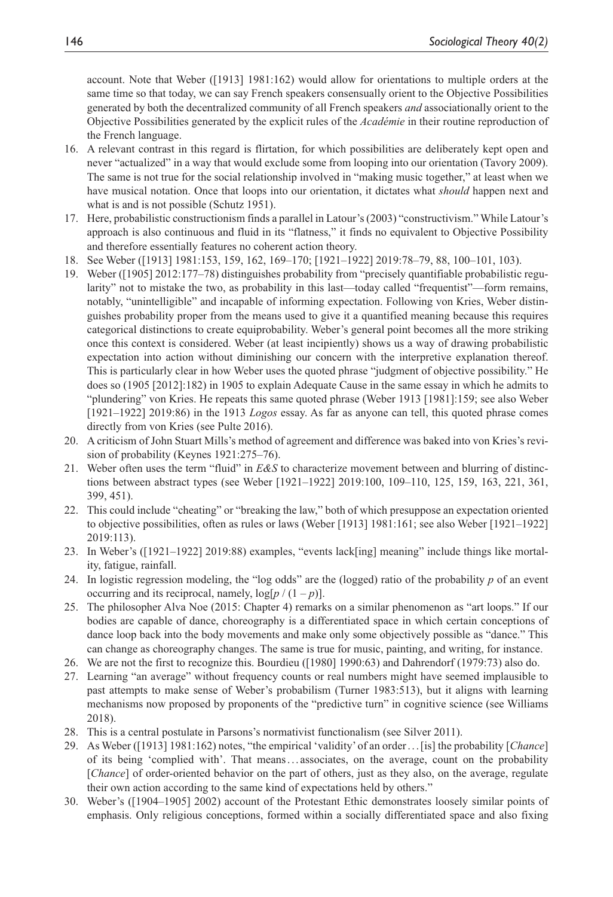account. Note that Weber ([1913] 1981:162) would allow for orientations to multiple orders at the same time so that today, we can say French speakers consensually orient to the Objective Possibilities generated by both the decentralized community of all French speakers *and* associationally orient to the Objective Possibilities generated by the explicit rules of the *Académie* in their routine reproduction of the French language.

16. A relevant contrast in this regard is flirtation, for which possibilities are deliberately kept open and never "actualized" in a way that would exclude some from looping into our orientation (Tavory 2009). The same is not true for the social relationship involved in "making music together," at least when we have musical notation. Once that loops into our orientation, it dictates what *should* happen next and what is and is not possible (Schutz 1951).
17. Here, probabilistic constructionism finds a parallel in Latour's (2003) "constructivism." While Latour's approach is also continuous and fluid in its "flatness," it finds no equivalent to Objective Possibility and therefore essentially features no coherent action theory.
18. See Weber ([1913] 1981:153, 159, 162, 169–170; [1921–1922] 2019:78–79, 88, 100–101, 103).
19. Weber ([1905] 2012:177–78) distinguishes probability from "precisely quantifiable probabilistic regularity" not to mistake the two, as probability in this last—today called "frequentist"—form remains, notably, "unintelligible" and incapable of informing expectation. Following von Kries, Weber distinguishes probability proper from the means used to give it a quantified meaning because this requires categorical distinctions to create equiprobability. Weber's general point becomes all the more striking once this context is considered. Weber (at least incipiently) shows us a way of drawing probabilistic expectation into action without diminishing our concern with the interpretive explanation thereof. This is particularly clear in how Weber uses the quoted phrase "judgment of objective possibility." He does so (1905 [2012]:182) in 1905 to explain Adequate Cause in the same essay in which he admits to "plundering" von Kries. He repeats this same quoted phrase (Weber 1913 [1981]:159; see also Weber [1921–1922] 2019:86) in the 1913 *Logos* essay. As far as anyone can tell, this quoted phrase comes directly from von Kries (see Pulte 2016).
20. A criticism of John Stuart Mills's method of agreement and difference was baked into von Kries's revision of probability (Keynes 1921:275–76).
21. Weber often uses the term "fluid" in *E&S* to characterize movement between and blurring of distinctions between abstract types (see Weber [1921–1922] 2019:100, 109–110, 125, 159, 163, 221, 361, 399, 451).
22. This could include "cheating" or "breaking the law," both of which presuppose an expectation oriented to objective possibilities, often as rules or laws (Weber [1913] 1981:161; see also Weber [1921–1922] 2019:113).
23. In Weber's ([1921–1922] 2019:88) examples, "events lack[ing] meaning" include things like mortality, fatigue, rainfall.
24. In logistic regression modeling, the "log odds" are the (logged) ratio of the probability $p$ of an event occurring and its reciprocal, namely, $\log[p / (1 - p)]$.
25. The philosopher Alva Noe (2015: Chapter 4) remarks on a similar phenomenon as "art loops." If our bodies are capable of dance, choreography is a differentiated space in which certain conceptions of dance loop back into the body movements and make only some objectively possible as "dance." This can change as choreography changes. The same is true for music, painting, and writing, for instance.
26. We are not the first to recognize this. Bourdieu ([1980] 1990:63) and Dahrendorf (1979:73) also do.
27. Learning "an average" without frequency counts or real numbers might have seemed implausible to past attempts to make sense of Weber's probabilism (Turner 1983:513), but it aligns with learning mechanisms now proposed by proponents of the "predictive turn" in cognitive science (see Williams 2018).
28. This is a central postulate in Parsons's normativist functionalism (see Silver 2011).
29. As Weber ([1913] 1981:162) notes, "the empirical 'validity' of an order…[is] the probability [*Chance*] of its being 'complied with'. That means…associates, on the average, count on the probability [*Chance*] of order-oriented behavior on the part of others, just as they also, on the average, regulate their own action according to the same kind of expectations held by others."
30. Weber's ([1904–1905] 2002) account of the Protestant Ethic demonstrates loosely similar points of emphasis. Only religious conceptions, formed within a socially differentiated space and also fixing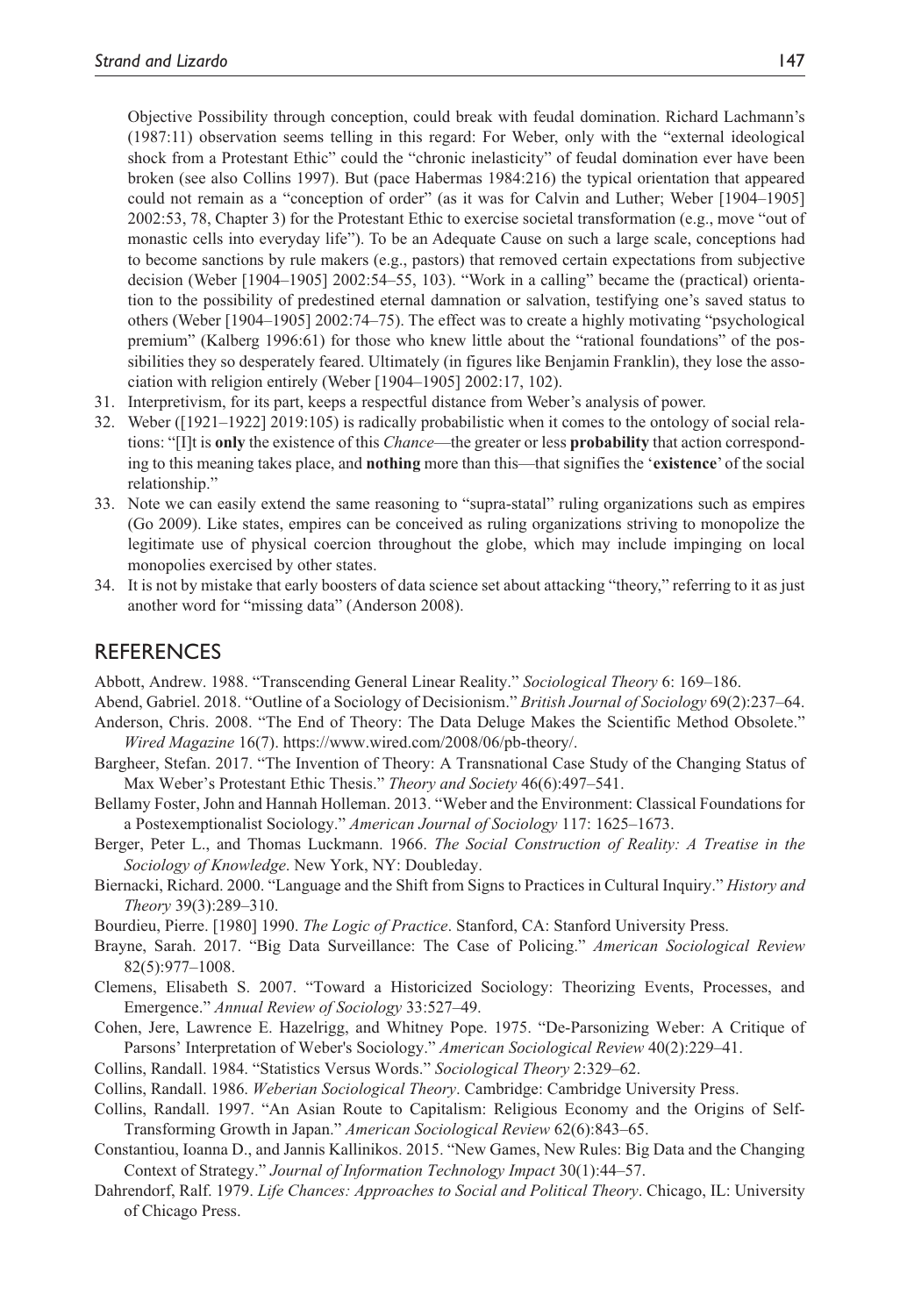Objective Possibility through conception, could break with feudal domination. Richard Lachmann's (1987:11) observation seems telling in this regard: For Weber, only with the "external ideological shock from a Protestant Ethic" could the "chronic inelasticity" of feudal domination ever have been broken (see also Collins 1997). But (pace Habermas 1984:216) the typical orientation that appeared could not remain as a "conception of order" (as it was for Calvin and Luther; Weber [1904–1905] 2002:53, 78, Chapter 3) for the Protestant Ethic to exercise societal transformation (e.g., move "out of monastic cells into everyday life"). To be an Adequate Cause on such a large scale, conceptions had to become sanctions by rule makers (e.g., pastors) that removed certain expectations from subjective decision (Weber [1904–1905] 2002:54–55, 103). "Work in a calling" became the (practical) orientation to the possibility of predestined eternal damnation or salvation, testifying one's saved status to others (Weber [1904–1905] 2002:74–75). The effect was to create a highly motivating "psychological premium" (Kalberg 1996:61) for those who knew little about the "rational foundations" of the possibilities they so desperately feared. Ultimately (in figures like Benjamin Franklin), they lose the association with religion entirely (Weber [1904–1905] 2002:17, 102).

31. Interpretivism, for its part, keeps a respectful distance from Weber's analysis of power.
32. Weber ([1921–1922] 2019:105) is radically probabilistic when it comes to the ontology of social relations: "[I]t is **only** the existence of this *Chance*—the greater or less **probability** that action corresponding to this meaning takes place, and **nothing** more than this—that signifies the '**existence**' of the social relationship."
33. Note we can easily extend the same reasoning to "supra-statal" ruling organizations such as empires (Go 2009). Like states, empires can be conceived as ruling organizations striving to monopolize the legitimate use of physical coercion throughout the globe, which may include impinging on local monopolies exercised by other states.
34. It is not by mistake that early boosters of data science set about attacking "theory," referring to it as just another word for "missing data" (Anderson 2008).

## REFERENCES

Abbott, Andrew. 1988. "Transcending General Linear Reality." *Sociological Theory* 6: 169–186.

Abend, Gabriel. 2018. "Outline of a Sociology of Decisionism." *British Journal of Sociology* 69(2):237–64.

Anderson, Chris. 2008. "The End of Theory: The Data Deluge Makes the Scientific Method Obsolete." *Wired Magazine* 16(7). https://www.wired.com/2008/06/pb-theory/.

Bargheer, Stefan. 2017. "The Invention of Theory: A Transnational Case Study of the Changing Status of Max Weber's Protestant Ethic Thesis." *Theory and Society* 46(6):497–541.

Bellamy Foster, John and Hannah Holleman. 2013. "Weber and the Environment: Classical Foundations for a Postexemptionalist Sociology." *American Journal of Sociology* 117: 1625–1673.

Berger, Peter L., and Thomas Luckmann. 1966. *The Social Construction of Reality: A Treatise in the Sociology of Knowledge*. New York, NY: Doubleday.

Biernacki, Richard. 2000. "Language and the Shift from Signs to Practices in Cultural Inquiry." *History and Theory* 39(3):289–310.

Bourdieu, Pierre. [1980] 1990. *The Logic of Practice*. Stanford, CA: Stanford University Press.

Brayne, Sarah. 2017. "Big Data Surveillance: The Case of Policing." *American Sociological Review* 82(5):977–1008.

Clemens, Elisabeth S. 2007. "Toward a Historicized Sociology: Theorizing Events, Processes, and Emergence." *Annual Review of Sociology* 33:527–49.

Cohen, Jere, Lawrence E. Hazelrigg, and Whitney Pope. 1975. "De-Parsonizing Weber: A Critique of Parsons' Interpretation of Weber's Sociology." *American Sociological Review* 40(2):229–41.

Collins, Randall. 1984. "Statistics Versus Words." *Sociological Theory* 2:329–62.

Collins, Randall. 1986. *Weberian Sociological Theory*. Cambridge: Cambridge University Press.

Collins, Randall. 1997. "An Asian Route to Capitalism: Religious Economy and the Origins of Self-Transforming Growth in Japan." *American Sociological Review* 62(6):843–65.

Constantiou, Ioanna D., and Jannis Kallinikos. 2015. "New Games, New Rules: Big Data and the Changing Context of Strategy." *Journal of Information Technology Impact* 30(1):44–57.

Dahrendorf, Ralf. 1979. *Life Chances: Approaches to Social and Political Theory*. Chicago, IL: University of Chicago Press.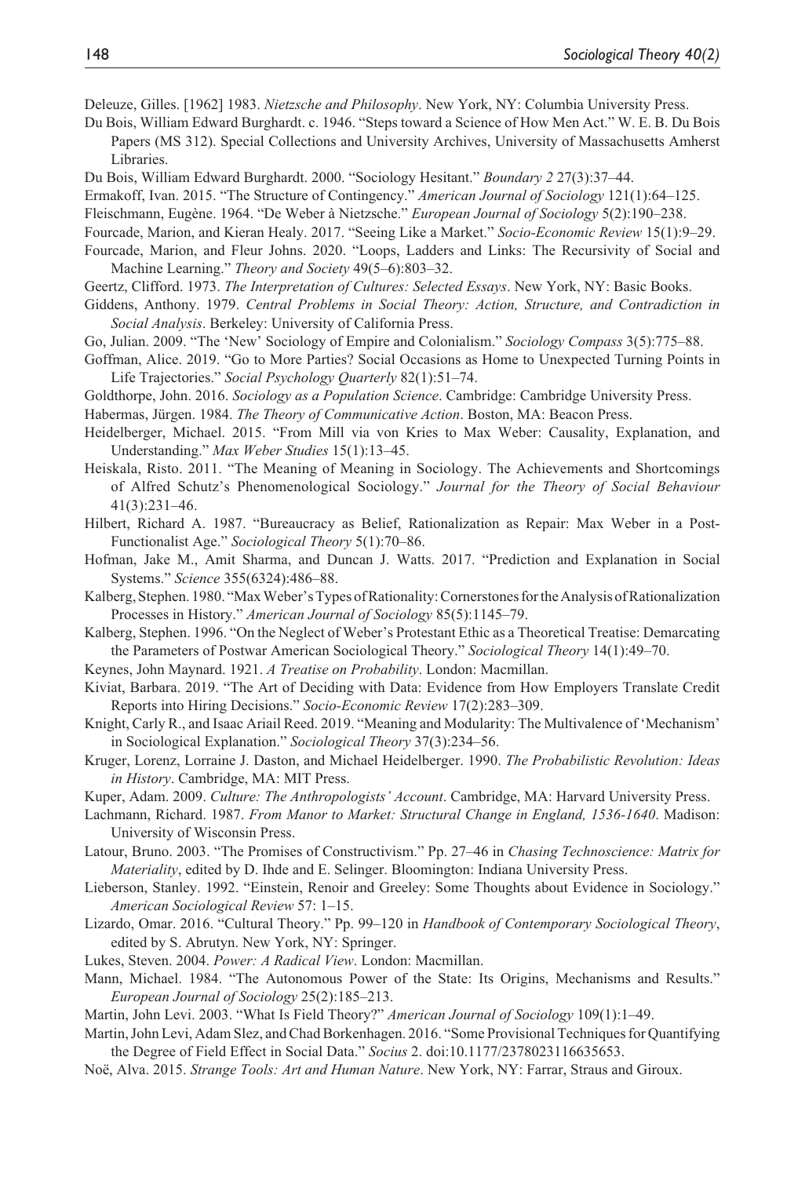Deleuze, Gilles. [1962] 1983. *Nietzsche and Philosophy*. New York, NY: Columbia University Press.

Du Bois, William Edward Burghardt. c. 1946. "Steps toward a Science of How Men Act." W. E. B. Du Bois Papers (MS 312). Special Collections and University Archives, University of Massachusetts Amherst Libraries.

Du Bois, William Edward Burghardt. 2000. "Sociology Hesitant." *Boundary 2* 27(3):37–44.

Ermakoff, Ivan. 2015. "The Structure of Contingency." *American Journal of Sociology* 121(1):64–125.

Fleischmann, Eugène. 1964. "De Weber à Nietzsche." *European Journal of Sociology* 5(2):190–238.

Fourcade, Marion, and Kieran Healy. 2017. "Seeing Like a Market." *Socio-Economic Review* 15(1):9–29.

Fourcade, Marion, and Fleur Johns. 2020. "Loops, Ladders and Links: The Recursivity of Social and Machine Learning." *Theory and Society* 49(5–6):803–32.

Geertz, Clifford. 1973. *The Interpretation of Cultures: Selected Essays*. New York, NY: Basic Books.

Giddens, Anthony. 1979. *Central Problems in Social Theory: Action, Structure, and Contradiction in Social Analysis*. Berkeley: University of California Press.

Go, Julian. 2009. "The 'New' Sociology of Empire and Colonialism." *Sociology Compass* 3(5):775–88.

Goffman, Alice. 2019. "Go to More Parties? Social Occasions as Home to Unexpected Turning Points in Life Trajectories." *Social Psychology Quarterly* 82(1):51–74.

Goldthorpe, John. 2016. *Sociology as a Population Science*. Cambridge: Cambridge University Press.

Habermas, Jürgen. 1984. *The Theory of Communicative Action*. Boston, MA: Beacon Press.

Heidelberger, Michael. 2015. "From Mill via von Kries to Max Weber: Causality, Explanation, and Understanding." *Max Weber Studies* 15(1):13–45.

Heiskala, Risto. 2011. "The Meaning of Meaning in Sociology. The Achievements and Shortcomings of Alfred Schutz's Phenomenological Sociology." *Journal for the Theory of Social Behaviour* 41(3):231–46.

Hilbert, Richard A. 1987. "Bureaucracy as Belief, Rationalization as Repair: Max Weber in a Post-Functionalist Age." *Sociological Theory* 5(1):70–86.

Hofman, Jake M., Amit Sharma, and Duncan J. Watts. 2017. "Prediction and Explanation in Social Systems." *Science* 355(6324):486–88.

Kalberg, Stephen. 1980. "Max Weber's Types of Rationality: Cornerstones for the Analysis of Rationalization Processes in History." *American Journal of Sociology* 85(5):1145–79.

Kalberg, Stephen. 1996. "On the Neglect of Weber's Protestant Ethic as a Theoretical Treatise: Demarcating the Parameters of Postwar American Sociological Theory." *Sociological Theory* 14(1):49–70.

Keynes, John Maynard. 1921. *A Treatise on Probability*. London: Macmillan.

Kiviat, Barbara. 2019. "The Art of Deciding with Data: Evidence from How Employers Translate Credit Reports into Hiring Decisions." *Socio-Economic Review* 17(2):283–309.

Knight, Carly R., and Isaac Ariail Reed. 2019. "Meaning and Modularity: The Multivalence of 'Mechanism' in Sociological Explanation." *Sociological Theory* 37(3):234–56.

Kruger, Lorenz, Lorraine J. Daston, and Michael Heidelberger. 1990. *The Probabilistic Revolution: Ideas in History*. Cambridge, MA: MIT Press.

Kuper, Adam. 2009. *Culture: The Anthropologists' Account*. Cambridge, MA: Harvard University Press.

Lachmann, Richard. 1987. *From Manor to Market: Structural Change in England, 1536-1640*. Madison: University of Wisconsin Press.

Latour, Bruno. 2003. "The Promises of Constructivism." Pp. 27–46 in *Chasing Technoscience: Matrix for Materiality*, edited by D. Ihde and E. Selinger. Bloomington: Indiana University Press.

Lieberson, Stanley. 1992. "Einstein, Renoir and Greeley: Some Thoughts about Evidence in Sociology." *American Sociological Review* 57: 1–15.

Lizardo, Omar. 2016. "Cultural Theory." Pp. 99–120 in *Handbook of Contemporary Sociological Theory*, edited by S. Abrutyn. New York, NY: Springer.

Lukes, Steven. 2004. *Power: A Radical View*. London: Macmillan.

Mann, Michael. 1984. "The Autonomous Power of the State: Its Origins, Mechanisms and Results." *European Journal of Sociology* 25(2):185–213.

Martin, John Levi. 2003. "What Is Field Theory?" *American Journal of Sociology* 109(1):1–49.

Martin, John Levi, Adam Slez, and Chad Borkenhagen. 2016. "Some Provisional Techniques for Quantifying the Degree of Field Effect in Social Data." *Socius* 2. doi:10.1177/2378023116635653.

Noë, Alva. 2015. *Strange Tools: Art and Human Nature*. New York, NY: Farrar, Straus and Giroux.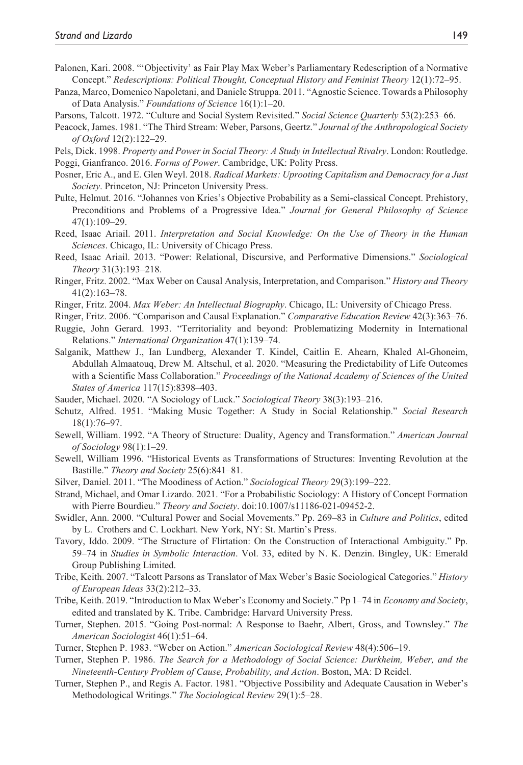Palonen, Kari. 2008. "'Objectivity' as Fair Play Max Weber's Parliamentary Redescription of a Normative Concept." *Redescriptions: Political Thought, Conceptual History and Feminist Theory* 12(1):72–95.

Panza, Marco, Domenico Napoletani, and Daniele Struppa. 2011. "Agnostic Science. Towards a Philosophy of Data Analysis." *Foundations of Science* 16(1):1–20.

Parsons, Talcott. 1972. "Culture and Social System Revisited." *Social Science Quarterly* 53(2):253–66.

Peacock, James. 1981. "The Third Stream: Weber, Parsons, Geertz." *Journal of the Anthropological Society of Oxford* 12(2):122–29.

Pels, Dick. 1998. *Property and Power in Social Theory: A Study in Intellectual Rivalry*. London: Routledge.

Poggi, Gianfranco. 2016. *Forms of Power*. Cambridge, UK: Polity Press.

Posner, Eric A., and E. Glen Weyl. 2018. *Radical Markets: Uprooting Capitalism and Democracy for a Just Society*. Princeton, NJ: Princeton University Press.

Pulte, Helmut. 2016. "Johannes von Kries's Objective Probability as a Semi-classical Concept. Prehistory, Preconditions and Problems of a Progressive Idea." *Journal for General Philosophy of Science* 47(1):109–29.

Reed, Isaac Ariail. 2011. *Interpretation and Social Knowledge: On the Use of Theory in the Human Sciences*. Chicago, IL: University of Chicago Press.

Reed, Isaac Ariail. 2013. "Power: Relational, Discursive, and Performative Dimensions." *Sociological Theory* 31(3):193–218.

Ringer, Fritz. 2002. "Max Weber on Causal Analysis, Interpretation, and Comparison." *History and Theory* 41(2):163–78.

Ringer, Fritz. 2004. *Max Weber: An Intellectual Biography*. Chicago, IL: University of Chicago Press.

Ringer, Fritz. 2006. "Comparison and Causal Explanation." *Comparative Education Review* 42(3):363–76.

Ruggie, John Gerard. 1993. "Territoriality and beyond: Problematizing Modernity in International Relations." *International Organization* 47(1):139–74.

Salganik, Matthew J., Ian Lundberg, Alexander T. Kindel, Caitlin E. Ahearn, Khaled Al-Ghoneim, Abdullah Almaatouq, Drew M. Altschul, et al. 2020. "Measuring the Predictability of Life Outcomes with a Scientific Mass Collaboration." *Proceedings of the National Academy of Sciences of the United States of America* 117(15):8398–403.

Sauder, Michael. 2020. "A Sociology of Luck." *Sociological Theory* 38(3):193–216.

Schutz, Alfred. 1951. "Making Music Together: A Study in Social Relationship." *Social Research* 18(1):76–97.

Sewell, William. 1992. "A Theory of Structure: Duality, Agency and Transformation." *American Journal of Sociology* 98(1):1–29.

Sewell, William 1996. "Historical Events as Transformations of Structures: Inventing Revolution at the Bastille." *Theory and Society* 25(6):841–81.

Silver, Daniel. 2011. "The Moodiness of Action." *Sociological Theory* 29(3):199–222.

Strand, Michael, and Omar Lizardo. 2021. "For a Probabilistic Sociology: A History of Concept Formation with Pierre Bourdieu." *Theory and Society*. doi:10.1007/s11186-021-09452-2.

Swidler, Ann. 2000. "Cultural Power and Social Movements." Pp. 269–83 in *Culture and Politics*, edited by L. Crothers and C. Lockhart. New York, NY: St. Martin's Press.

Tavory, Iddo. 2009. "The Structure of Flirtation: On the Construction of Interactional Ambiguity." Pp. 59–74 in *Studies in Symbolic Interaction*. Vol. 33, edited by N. K. Denzin. Bingley, UK: Emerald Group Publishing Limited.

Tribe, Keith. 2007. "Talcott Parsons as Translator of Max Weber's Basic Sociological Categories." *History of European Ideas* 33(2):212–33.

Tribe, Keith. 2019. "Introduction to Max Weber's Economy and Society." Pp 1–74 in *Economy and Society*, edited and translated by K. Tribe. Cambridge: Harvard University Press.

Turner, Stephen. 2015. "Going Post-normal: A Response to Baehr, Albert, Gross, and Townsley." *The American Sociologist* 46(1):51–64.

Turner, Stephen P. 1983. "Weber on Action." *American Sociological Review* 48(4):506–19.

Turner, Stephen P. 1986. *The Search for a Methodology of Social Science: Durkheim, Weber, and the Nineteenth-Century Problem of Cause, Probability, and Action*. Boston, MA: D Reidel.

Turner, Stephen P., and Regis A. Factor. 1981. "Objective Possibility and Adequate Causation in Weber's Methodological Writings." *The Sociological Review* 29(1):5–28.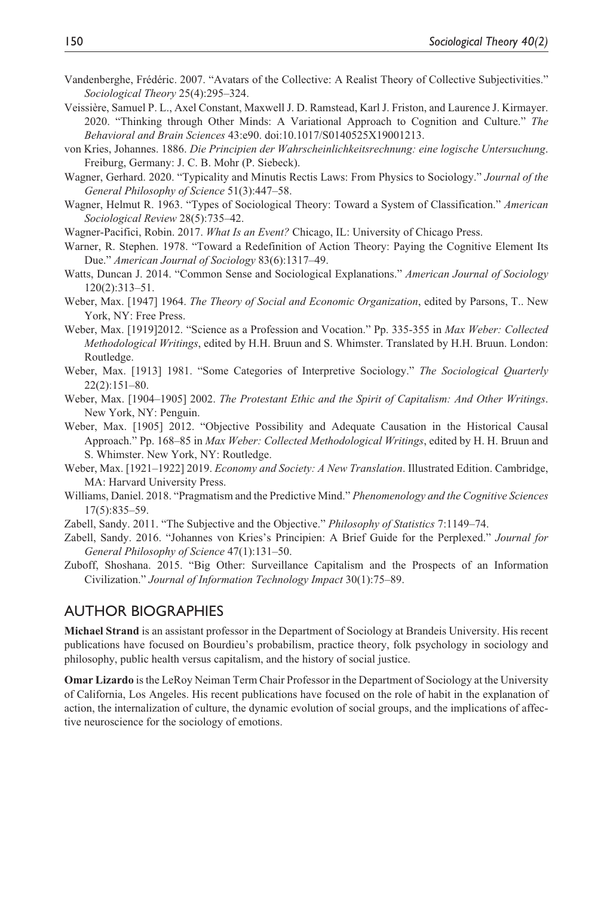Vandenberghe, Frédéric. 2007. "Avatars of the Collective: A Realist Theory of Collective Subjectivities." *Sociological Theory* 25(4):295–324.

Veissière, Samuel P. L., Axel Constant, Maxwell J. D. Ramstead, Karl J. Friston, and Laurence J. Kirmayer. 2020. "Thinking through Other Minds: A Variational Approach to Cognition and Culture." *The Behavioral and Brain Sciences* 43:e90. doi:10.1017/S0140525X19001213.

von Kries, Johannes. 1886. *Die Principien der Wahrscheinlichkeitsrechnung: eine logische Untersuchung*. Freiburg, Germany: J. C. B. Mohr (P. Siebeck).

Wagner, Gerhard. 2020. "Typicality and Minutis Rectis Laws: From Physics to Sociology." *Journal of the General Philosophy of Science* 51(3):447–58.

Wagner, Helmut R. 1963. "Types of Sociological Theory: Toward a System of Classification." *American Sociological Review* 28(5):735–42.

Wagner-Pacifici, Robin. 2017. *What Is an Event?* Chicago, IL: University of Chicago Press.

Warner, R. Stephen. 1978. "Toward a Redefinition of Action Theory: Paying the Cognitive Element Its Due." *American Journal of Sociology* 83(6):1317–49.

Watts, Duncan J. 2014. "Common Sense and Sociological Explanations." *American Journal of Sociology* 120(2):313–51.

Weber, Max. [1947] 1964. *The Theory of Social and Economic Organization*, edited by Parsons, T.. New York, NY: Free Press.

Weber, Max. [1919]2012. "Science as a Profession and Vocation." Pp. 335-355 in *Max Weber: Collected Methodological Writings*, edited by H.H. Bruun and S. Whimster. Translated by H.H. Bruun. London: Routledge.

Weber, Max. [1913] 1981. "Some Categories of Interpretive Sociology." *The Sociological Quarterly* 22(2):151–80.

Weber, Max. [1904–1905] 2002. *The Protestant Ethic and the Spirit of Capitalism: And Other Writings*. New York, NY: Penguin.

Weber, Max. [1905] 2012. "Objective Possibility and Adequate Causation in the Historical Causal Approach." Pp. 168–85 in *Max Weber: Collected Methodological Writings*, edited by H. H. Bruun and S. Whimster. New York, NY: Routledge.

Weber, Max. [1921–1922] 2019. *Economy and Society: A New Translation*. Illustrated Edition. Cambridge, MA: Harvard University Press.

Williams, Daniel. 2018. "Pragmatism and the Predictive Mind." *Phenomenology and the Cognitive Sciences* 17(5):835–59.

Zabell, Sandy. 2011. "The Subjective and the Objective." *Philosophy of Statistics* 7:1149–74.

Zabell, Sandy. 2016. "Johannes von Kries's Principien: A Brief Guide for the Perplexed." *Journal for General Philosophy of Science* 47(1):131–50.

Zuboff, Shoshana. 2015. "Big Other: Surveillance Capitalism and the Prospects of an Information Civilization." *Journal of Information Technology Impact* 30(1):75–89.

## AUTHOR BIOGRAPHIES

**Michael Strand** is an assistant professor in the Department of Sociology at Brandeis University. His recent publications have focused on Bourdieu's probabilism, practice theory, folk psychology in sociology and philosophy, public health versus capitalism, and the history of social justice.

**Omar Lizardo** is the LeRoy Neiman Term Chair Professor in the Department of Sociology at the University of California, Los Angeles. His recent publications have focused on the role of habit in the explanation of action, the internalization of culture, the dynamic evolution of social groups, and the implications of affective neuroscience for the sociology of emotions.